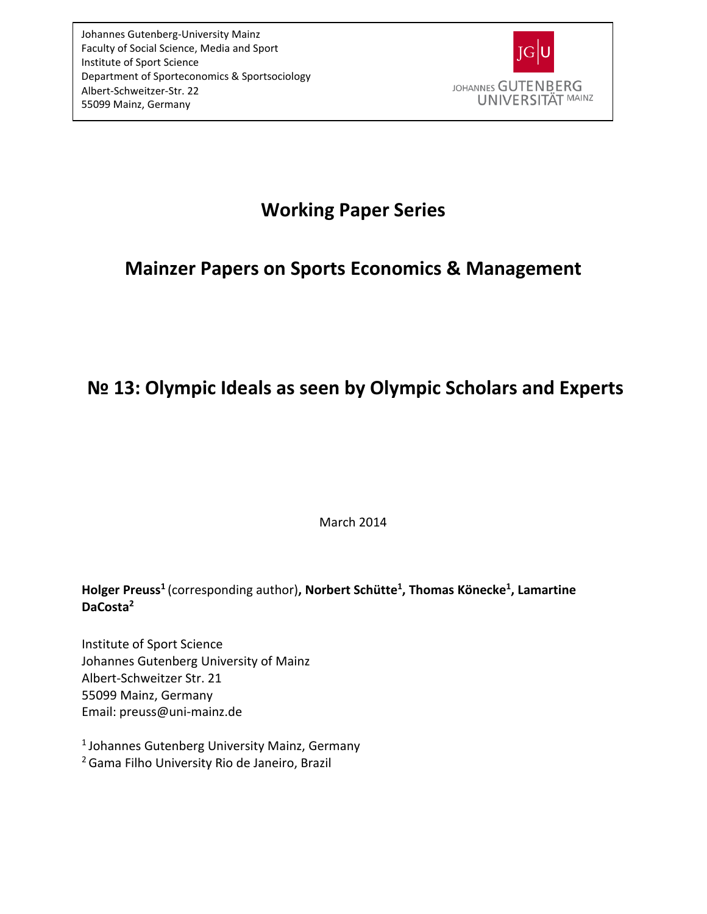Johannes Gutenberg-University Mainz
Faculty of Social Science, Media and Sport
Institute of Sport Science
Department of Sporteconomics & Sportsociology
Albert-Schweitzer-Str. 22
55099 Mainz, Germany

JOHANNES GUTENBERG UNIVERSITÄT MAINZ

# Working Paper Series

## Mainzer Papers on Sports Economics & Management

# № 13: Olympic Ideals as seen by Olympic Scholars and Experts

March 2014

**Holger Preuss[1]** (corresponding author)**, Norbert Schütte[1], Thomas Könecke[1], Lamartine DaCosta[2]**

Institute of Sport Science
Johannes Gutenberg University of Mainz
Albert-Schweitzer Str. 21
55099 Mainz, Germany
Email: preuss@uni-mainz.de

[1] Johannes Gutenberg University Mainz, Germany
[2] Gama Filho University Rio de Janeiro, Brazil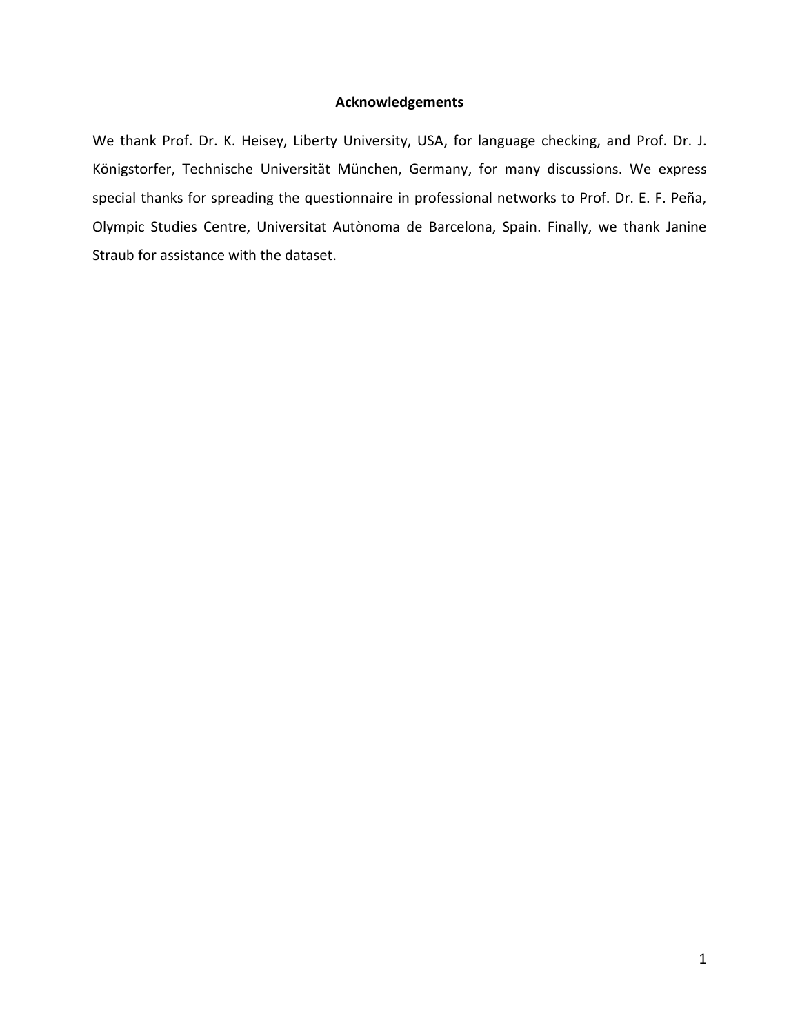## Acknowledgements

We thank Prof. Dr. K. Heisey, Liberty University, USA, for language checking, and Prof. Dr. J. Königstorfer, Technische Universität München, Germany, for many discussions. We express special thanks for spreading the questionnaire in professional networks to Prof. Dr. E. F. Peña, Olympic Studies Centre, Universitat Autònoma de Barcelona, Spain. Finally, we thank Janine Straub for assistance with the dataset.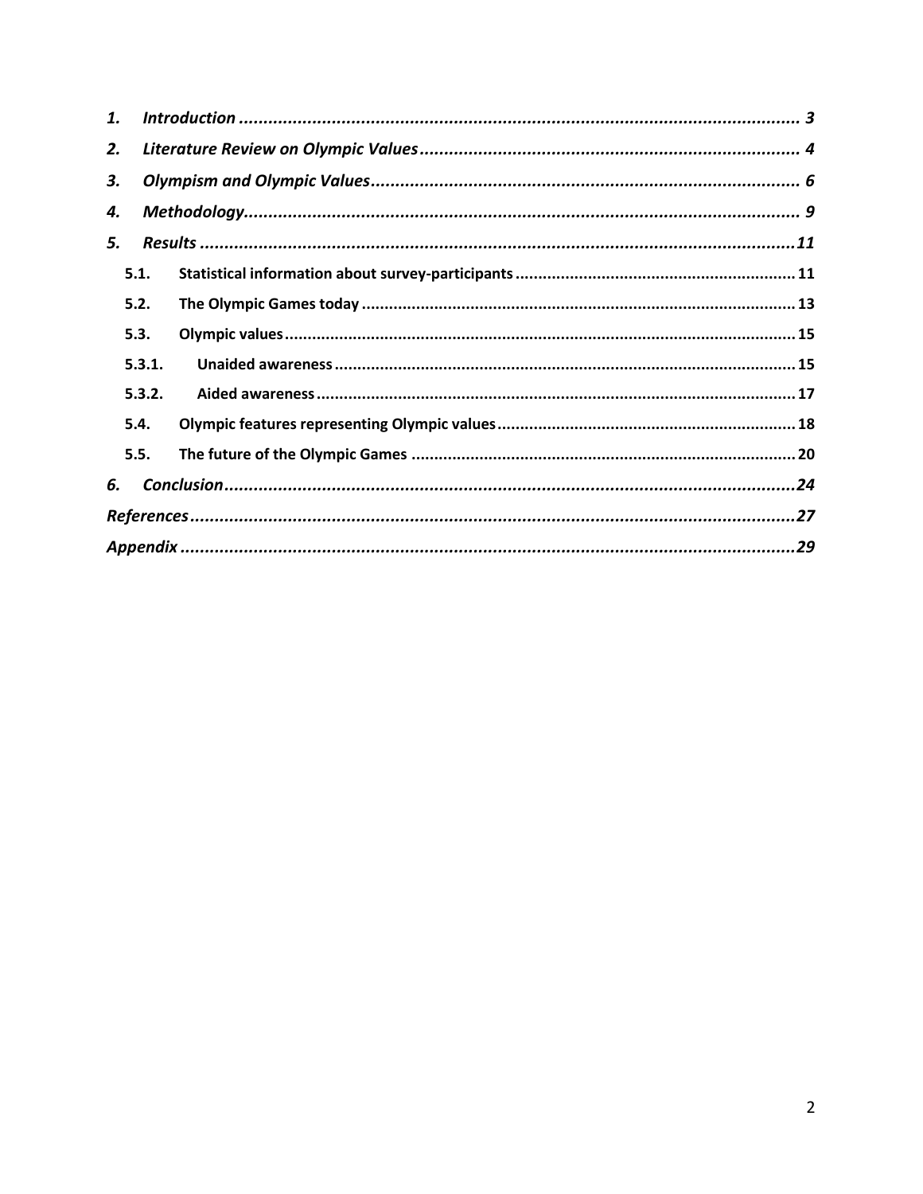*1. Introduction* ........................................................................................................ *3*

*2. Literature Review on Olympic Values* .............................................................................. *4*

*3. Olympism and Olympic Values* ........................................................................................ *6*

*4. Methodology* .......................................................................................................... *9*

*5. Results* .............................................................................................................. *11*

**5.1. Statistical information about survey-participants** ............................................................. **11**

**5.2. The Olympic Games today** ................................................................................... **13**

**5.3. Olympic values** ............................................................................................. **15**

**5.3.1. Unaided awareness** ....................................................................................... **15**

**5.3.2. Aided awareness** ......................................................................................... **17**

**5.4. Olympic features representing Olympic values** ................................................................ **18**

**5.5. The future of the Olympic Games** ............................................................................ **20**

*6. Conclusion* ........................................................................................................... *24*

*References* .............................................................................................................. *27*

*Appendix* ................................................................................................................ *29*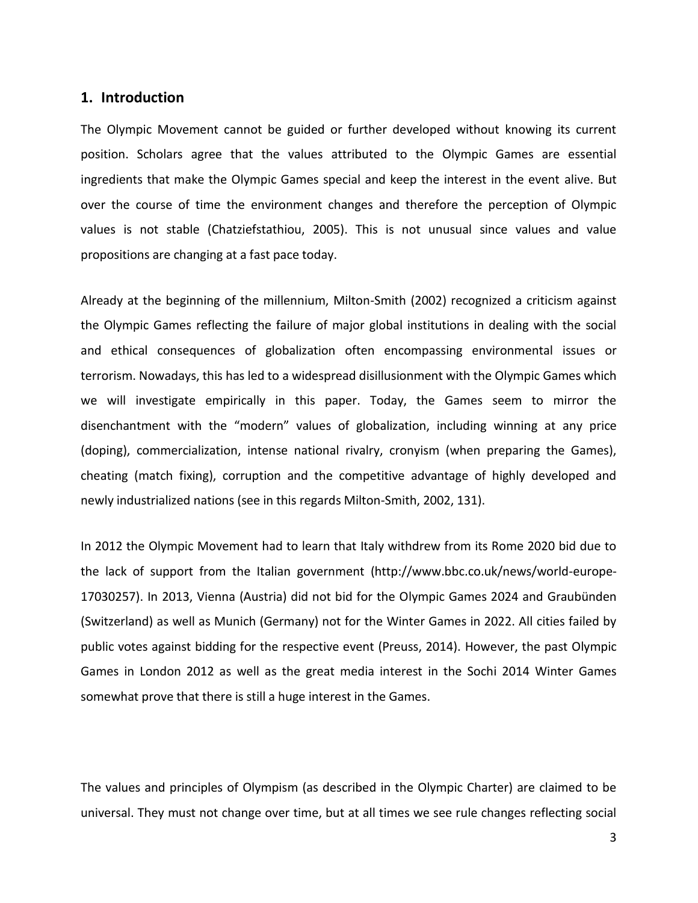## 1. Introduction

The Olympic Movement cannot be guided or further developed without knowing its current position. Scholars agree that the values attributed to the Olympic Games are essential ingredients that make the Olympic Games special and keep the interest in the event alive. But over the course of time the environment changes and therefore the perception of Olympic values is not stable (Chatziefstathiou, 2005). This is not unusual since values and value propositions are changing at a fast pace today.

Already at the beginning of the millennium, Milton-Smith (2002) recognized a criticism against the Olympic Games reflecting the failure of major global institutions in dealing with the social and ethical consequences of globalization often encompassing environmental issues or terrorism. Nowadays, this has led to a widespread disillusionment with the Olympic Games which we will investigate empirically in this paper. Today, the Games seem to mirror the disenchantment with the "modern" values of globalization, including winning at any price (doping), commercialization, intense national rivalry, cronyism (when preparing the Games), cheating (match fixing), corruption and the competitive advantage of highly developed and newly industrialized nations (see in this regards Milton-Smith, 2002, 131).

In 2012 the Olympic Movement had to learn that Italy withdrew from its Rome 2020 bid due to the lack of support from the Italian government (http://www.bbc.co.uk/news/world-europe-17030257). In 2013, Vienna (Austria) did not bid for the Olympic Games 2024 and Graubünden (Switzerland) as well as Munich (Germany) not for the Winter Games in 2022. All cities failed by public votes against bidding for the respective event (Preuss, 2014). However, the past Olympic Games in London 2012 as well as the great media interest in the Sochi 2014 Winter Games somewhat prove that there is still a huge interest in the Games.

The values and principles of Olympism (as described in the Olympic Charter) are claimed to be universal. They must not change over time, but at all times we see rule changes reflecting social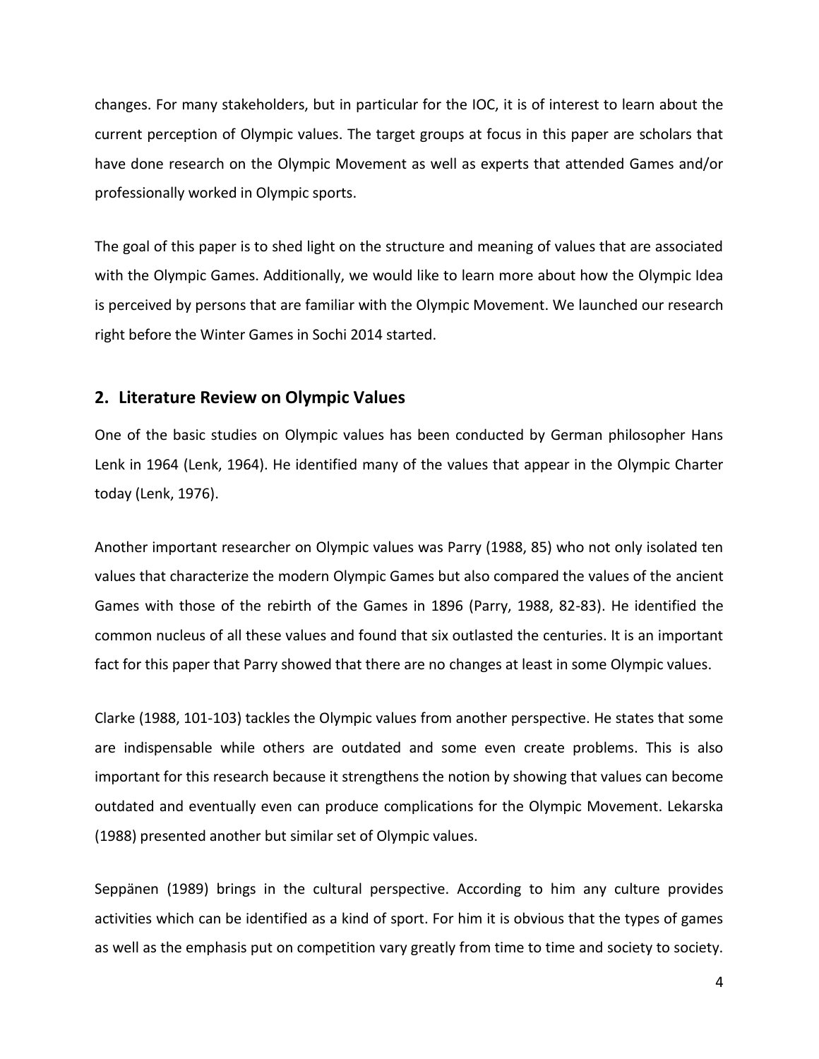changes. For many stakeholders, but in particular for the IOC, it is of interest to learn about the current perception of Olympic values. The target groups at focus in this paper are scholars that have done research on the Olympic Movement as well as experts that attended Games and/or professionally worked in Olympic sports.

The goal of this paper is to shed light on the structure and meaning of values that are associated with the Olympic Games. Additionally, we would like to learn more about how the Olympic Idea is perceived by persons that are familiar with the Olympic Movement. We launched our research right before the Winter Games in Sochi 2014 started.

## 2. Literature Review on Olympic Values

One of the basic studies on Olympic values has been conducted by German philosopher Hans Lenk in 1964 (Lenk, 1964). He identified many of the values that appear in the Olympic Charter today (Lenk, 1976).

Another important researcher on Olympic values was Parry (1988, 85) who not only isolated ten values that characterize the modern Olympic Games but also compared the values of the ancient Games with those of the rebirth of the Games in 1896 (Parry, 1988, 82-83). He identified the common nucleus of all these values and found that six outlasted the centuries. It is an important fact for this paper that Parry showed that there are no changes at least in some Olympic values.

Clarke (1988, 101-103) tackles the Olympic values from another perspective. He states that some are indispensable while others are outdated and some even create problems. This is also important for this research because it strengthens the notion by showing that values can become outdated and eventually even can produce complications for the Olympic Movement. Lekarska (1988) presented another but similar set of Olympic values.

Seppänen (1989) brings in the cultural perspective. According to him any culture provides activities which can be identified as a kind of sport. For him it is obvious that the types of games as well as the emphasis put on competition vary greatly from time to time and society to society.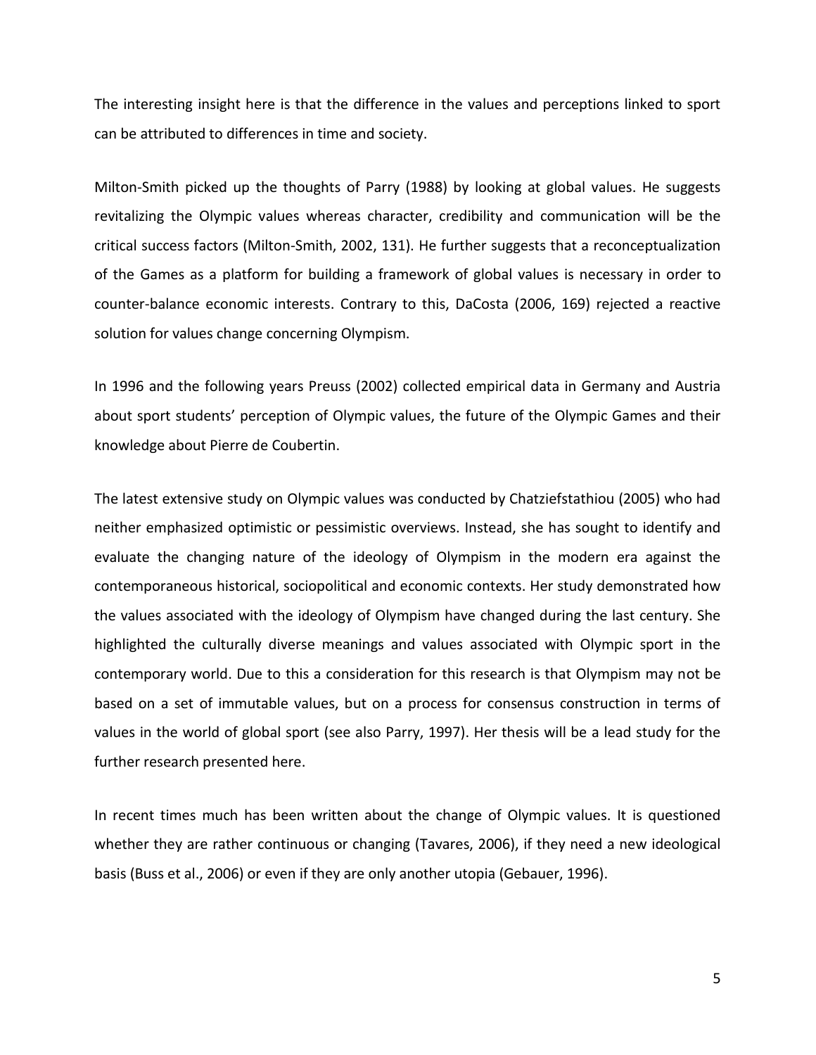The interesting insight here is that the difference in the values and perceptions linked to sport can be attributed to differences in time and society.

Milton-Smith picked up the thoughts of Parry (1988) by looking at global values. He suggests revitalizing the Olympic values whereas character, credibility and communication will be the critical success factors (Milton-Smith, 2002, 131). He further suggests that a reconceptualization of the Games as a platform for building a framework of global values is necessary in order to counter-balance economic interests. Contrary to this, DaCosta (2006, 169) rejected a reactive solution for values change concerning Olympism.

In 1996 and the following years Preuss (2002) collected empirical data in Germany and Austria about sport students' perception of Olympic values, the future of the Olympic Games and their knowledge about Pierre de Coubertin.

The latest extensive study on Olympic values was conducted by Chatziefstathiou (2005) who had neither emphasized optimistic or pessimistic overviews. Instead, she has sought to identify and evaluate the changing nature of the ideology of Olympism in the modern era against the contemporaneous historical, sociopolitical and economic contexts. Her study demonstrated how the values associated with the ideology of Olympism have changed during the last century. She highlighted the culturally diverse meanings and values associated with Olympic sport in the contemporary world. Due to this a consideration for this research is that Olympism may not be based on a set of immutable values, but on a process for consensus construction in terms of values in the world of global sport (see also Parry, 1997). Her thesis will be a lead study for the further research presented here.

In recent times much has been written about the change of Olympic values. It is questioned whether they are rather continuous or changing (Tavares, 2006), if they need a new ideological basis (Buss et al., 2006) or even if they are only another utopia (Gebauer, 1996).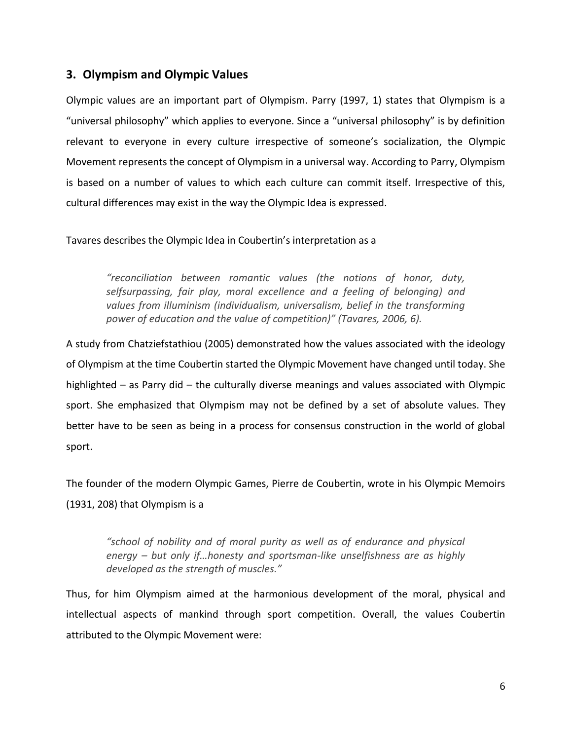## 3. Olympism and Olympic Values

Olympic values are an important part of Olympism. Parry (1997, 1) states that Olympism is a "universal philosophy" which applies to everyone. Since a "universal philosophy" is by definition relevant to everyone in every culture irrespective of someone's socialization, the Olympic Movement represents the concept of Olympism in a universal way. According to Parry, Olympism is based on a number of values to which each culture can commit itself. Irrespective of this, cultural differences may exist in the way the Olympic Idea is expressed.

Tavares describes the Olympic Idea in Coubertin's interpretation as a

> *"reconciliation between romantic values (the notions of honor, duty, selfsurpassing, fair play, moral excellence and a feeling of belonging) and values from illuminism (individualism, universalism, belief in the transforming power of education and the value of competition)" (Tavares, 2006, 6).*

A study from Chatziefstathiou (2005) demonstrated how the values associated with the ideology of Olympism at the time Coubertin started the Olympic Movement have changed until today. She highlighted – as Parry did – the culturally diverse meanings and values associated with Olympic sport. She emphasized that Olympism may not be defined by a set of absolute values. They better have to be seen as being in a process for consensus construction in the world of global sport.

The founder of the modern Olympic Games, Pierre de Coubertin, wrote in his Olympic Memoirs (1931, 208) that Olympism is a

> *"school of nobility and of moral purity as well as of endurance and physical energy – but only if…honesty and sportsman-like unselfishness are as highly developed as the strength of muscles."*

Thus, for him Olympism aimed at the harmonious development of the moral, physical and intellectual aspects of mankind through sport competition. Overall, the values Coubertin attributed to the Olympic Movement were: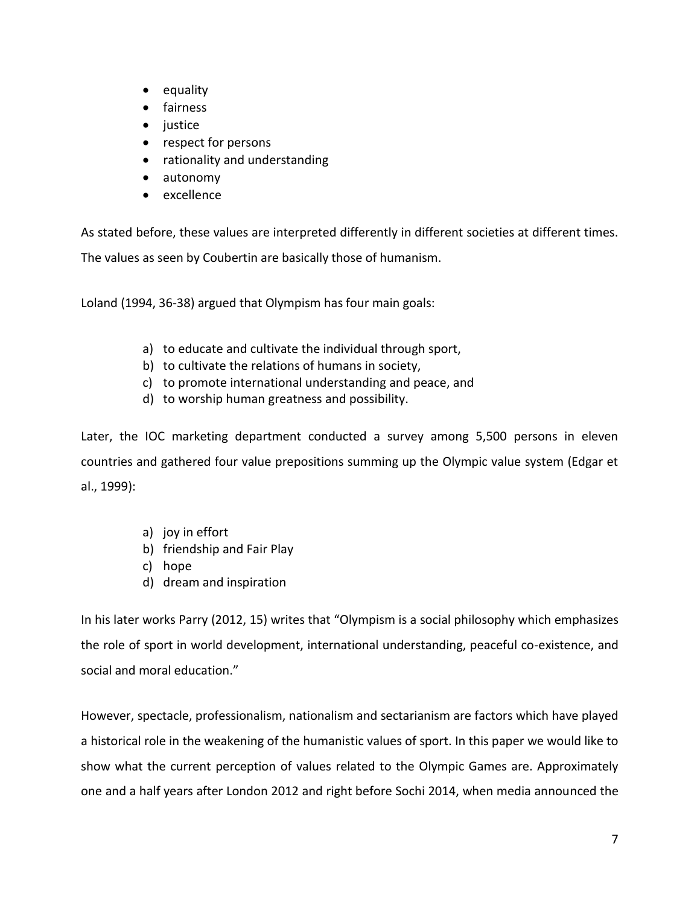- equality
- fairness
- justice
- respect for persons
- rationality and understanding
- autonomy
- excellence

As stated before, these values are interpreted differently in different societies at different times. The values as seen by Coubertin are basically those of humanism.

Loland (1994, 36-38) argued that Olympism has four main goals:

a) to educate and cultivate the individual through sport,
b) to cultivate the relations of humans in society,
c) to promote international understanding and peace, and
d) to worship human greatness and possibility.

Later, the IOC marketing department conducted a survey among 5,500 persons in eleven countries and gathered four value prepositions summing up the Olympic value system (Edgar et al., 1999):

a) joy in effort
b) friendship and Fair Play
c) hope
d) dream and inspiration

In his later works Parry (2012, 15) writes that "Olympism is a social philosophy which emphasizes the role of sport in world development, international understanding, peaceful co-existence, and social and moral education."

However, spectacle, professionalism, nationalism and sectarianism are factors which have played a historical role in the weakening of the humanistic values of sport. In this paper we would like to show what the current perception of values related to the Olympic Games are. Approximately one and a half years after London 2012 and right before Sochi 2014, when media announced the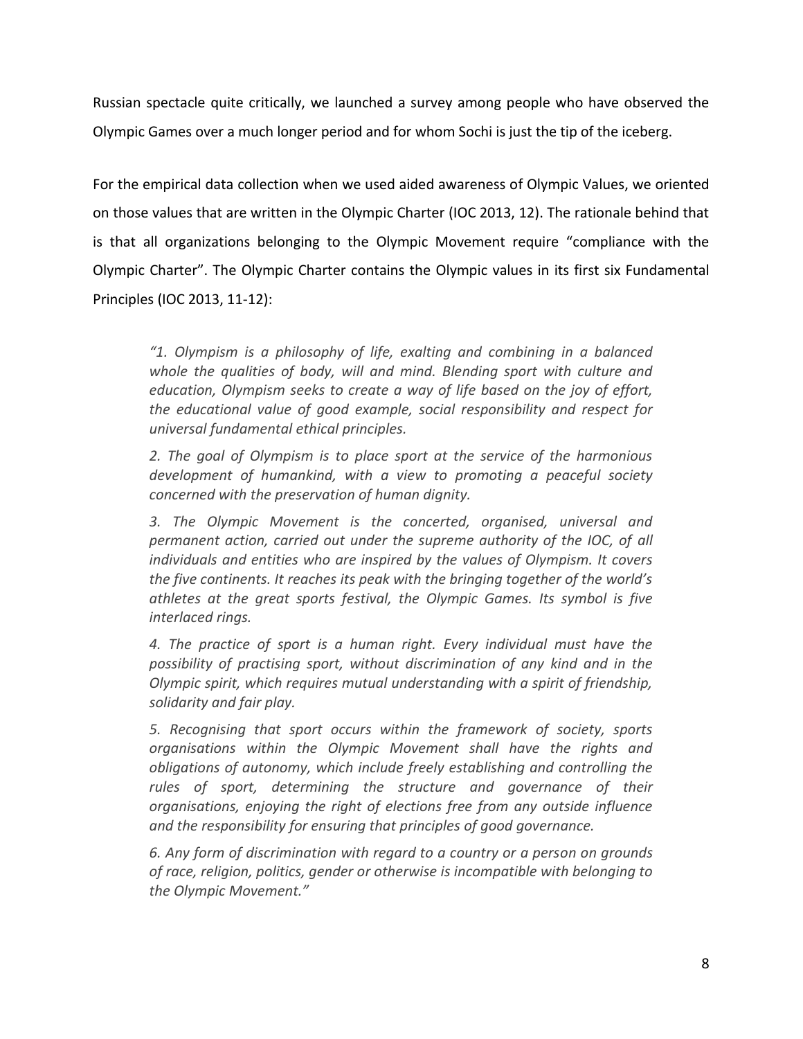Russian spectacle quite critically, we launched a survey among people who have observed the Olympic Games over a much longer period and for whom Sochi is just the tip of the iceberg.

For the empirical data collection when we used aided awareness of Olympic Values, we oriented on those values that are written in the Olympic Charter (IOC 2013, 12). The rationale behind that is that all organizations belonging to the Olympic Movement require "compliance with the Olympic Charter". The Olympic Charter contains the Olympic values in its first six Fundamental Principles (IOC 2013, 11-12):

> *"1. Olympism is a philosophy of life, exalting and combining in a balanced whole the qualities of body, will and mind. Blending sport with culture and education, Olympism seeks to create a way of life based on the joy of effort, the educational value of good example, social responsibility and respect for universal fundamental ethical principles.*
>
> *2. The goal of Olympism is to place sport at the service of the harmonious development of humankind, with a view to promoting a peaceful society concerned with the preservation of human dignity.*
>
> *3. The Olympic Movement is the concerted, organised, universal and permanent action, carried out under the supreme authority of the IOC, of all individuals and entities who are inspired by the values of Olympism. It covers the five continents. It reaches its peak with the bringing together of the world's athletes at the great sports festival, the Olympic Games. Its symbol is five interlaced rings.*
>
> *4. The practice of sport is a human right. Every individual must have the possibility of practising sport, without discrimination of any kind and in the Olympic spirit, which requires mutual understanding with a spirit of friendship, solidarity and fair play.*
>
> *5. Recognising that sport occurs within the framework of society, sports organisations within the Olympic Movement shall have the rights and obligations of autonomy, which include freely establishing and controlling the rules of sport, determining the structure and governance of their organisations, enjoying the right of elections free from any outside influence and the responsibility for ensuring that principles of good governance.*
>
> *6. Any form of discrimination with regard to a country or a person on grounds of race, religion, politics, gender or otherwise is incompatible with belonging to the Olympic Movement."*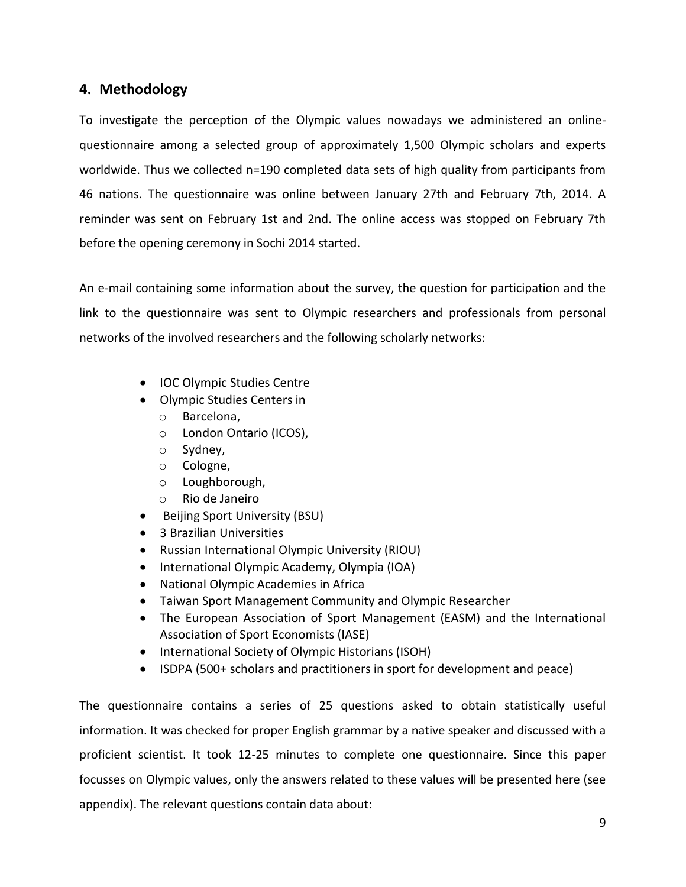## 4. Methodology

To investigate the perception of the Olympic values nowadays we administered an online-questionnaire among a selected group of approximately 1,500 Olympic scholars and experts worldwide. Thus we collected n=190 completed data sets of high quality from participants from 46 nations. The questionnaire was online between January 27th and February 7th, 2014. A reminder was sent on February 1st and 2nd. The online access was stopped on February 7th before the opening ceremony in Sochi 2014 started.

An e-mail containing some information about the survey, the question for participation and the link to the questionnaire was sent to Olympic researchers and professionals from personal networks of the involved researchers and the following scholarly networks:

- IOC Olympic Studies Centre
- Olympic Studies Centers in
  - Barcelona,
  - London Ontario (ICOS),
  - Sydney,
  - Cologne,
  - Loughborough,
  - Rio de Janeiro
- Beijing Sport University (BSU)
- 3 Brazilian Universities
- Russian International Olympic University (RIOU)
- International Olympic Academy, Olympia (IOA)
- National Olympic Academies in Africa
- Taiwan Sport Management Community and Olympic Researcher
- The European Association of Sport Management (EASM) and the International Association of Sport Economists (IASE)
- International Society of Olympic Historians (ISOH)
- ISDPA (500+ scholars and practitioners in sport for development and peace)

The questionnaire contains a series of 25 questions asked to obtain statistically useful information. It was checked for proper English grammar by a native speaker and discussed with a proficient scientist. It took 12-25 minutes to complete one questionnaire. Since this paper focusses on Olympic values, only the answers related to these values will be presented here (see appendix). The relevant questions contain data about: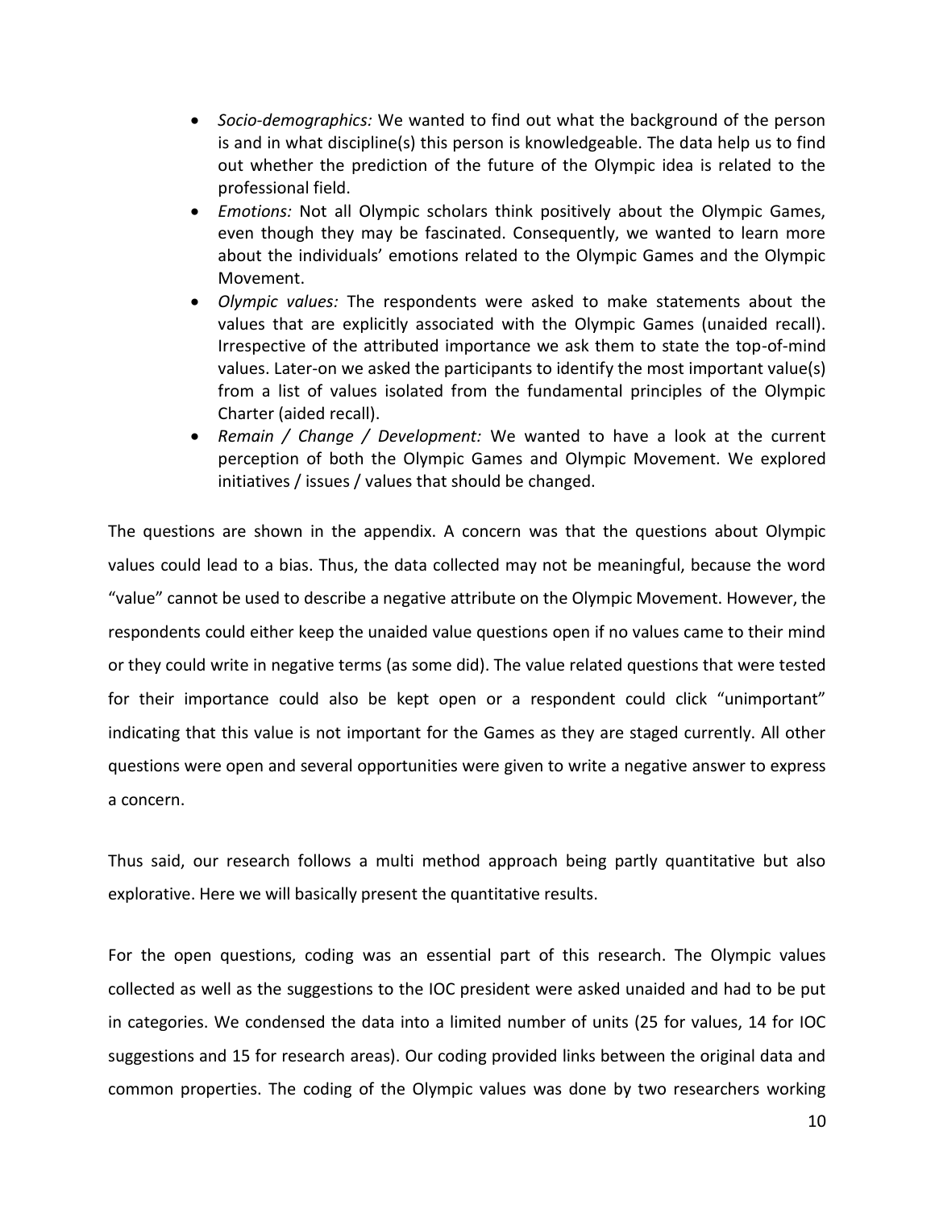- *Socio-demographics:* We wanted to find out what the background of the person is and in what discipline(s) this person is knowledgeable. The data help us to find out whether the prediction of the future of the Olympic idea is related to the professional field.
- *Emotions:* Not all Olympic scholars think positively about the Olympic Games, even though they may be fascinated. Consequently, we wanted to learn more about the individuals' emotions related to the Olympic Games and the Olympic Movement.
- *Olympic values:* The respondents were asked to make statements about the values that are explicitly associated with the Olympic Games (unaided recall). Irrespective of the attributed importance we ask them to state the top-of-mind values. Later-on we asked the participants to identify the most important value(s) from a list of values isolated from the fundamental principles of the Olympic Charter (aided recall).
- *Remain / Change / Development:* We wanted to have a look at the current perception of both the Olympic Games and Olympic Movement. We explored initiatives / issues / values that should be changed.

The questions are shown in the appendix. A concern was that the questions about Olympic values could lead to a bias. Thus, the data collected may not be meaningful, because the word "value" cannot be used to describe a negative attribute on the Olympic Movement. However, the respondents could either keep the unaided value questions open if no values came to their mind or they could write in negative terms (as some did). The value related questions that were tested for their importance could also be kept open or a respondent could click "unimportant" indicating that this value is not important for the Games as they are staged currently. All other questions were open and several opportunities were given to write a negative answer to express a concern.

Thus said, our research follows a multi method approach being partly quantitative but also explorative. Here we will basically present the quantitative results.

For the open questions, coding was an essential part of this research. The Olympic values collected as well as the suggestions to the IOC president were asked unaided and had to be put in categories. We condensed the data into a limited number of units (25 for values, 14 for IOC suggestions and 15 for research areas). Our coding provided links between the original data and common properties. The coding of the Olympic values was done by two researchers working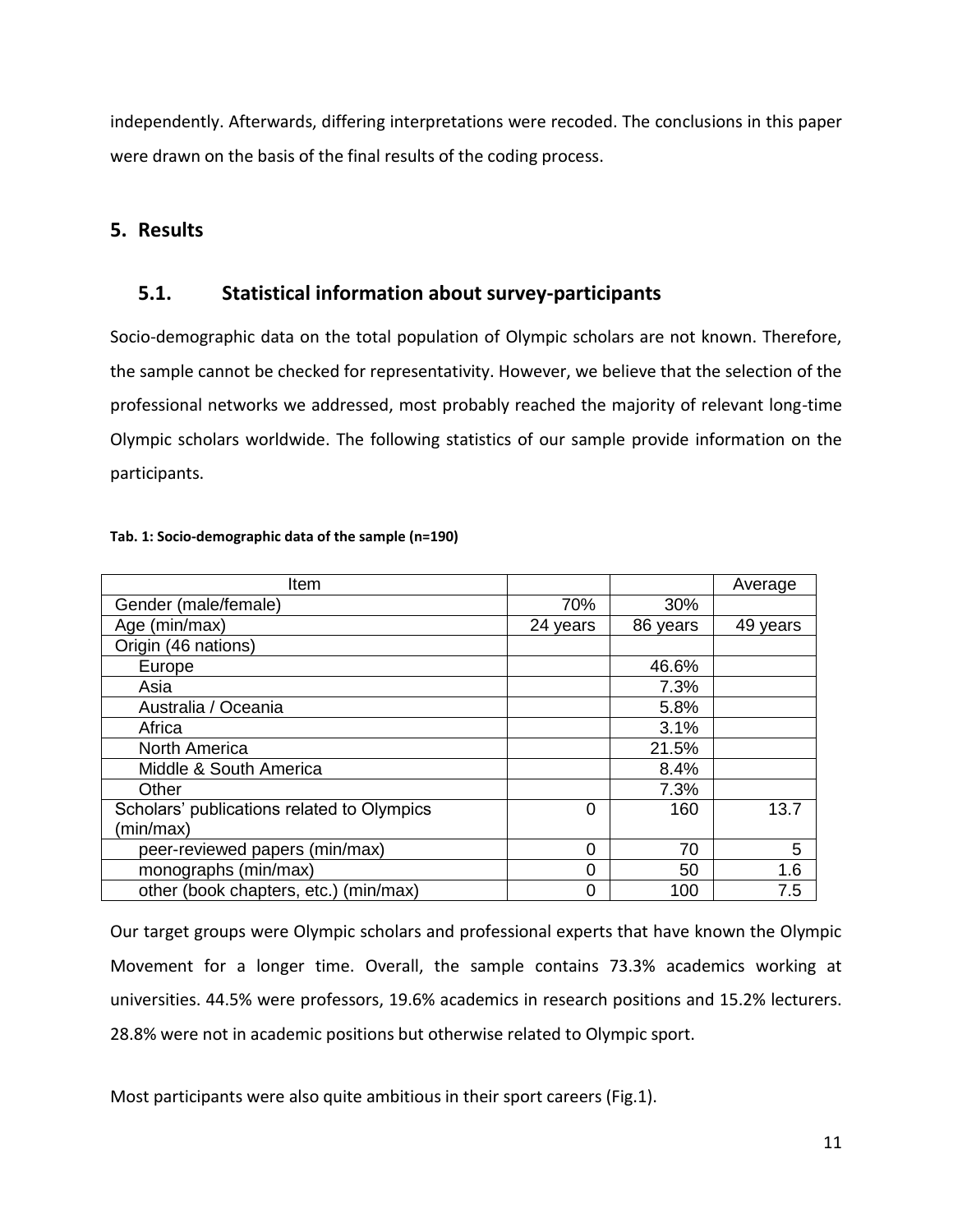independently. Afterwards, differing interpretations were recoded. The conclusions in this paper were drawn on the basis of the final results of the coding process.

## 5. Results

### 5.1. Statistical information about survey-participants

Socio-demographic data on the total population of Olympic scholars are not known. Therefore, the sample cannot be checked for representativity. However, we believe that the selection of the professional networks we addressed, most probably reached the majority of relevant long-time Olympic scholars worldwide. The following statistics of our sample provide information on the participants.

**Tab. 1: Socio-demographic data of the sample (n=190)**

| Item | | | Average |
|---|---|---|---|
| Gender (male/female) | 70% | 30% | |
| Age (min/max) | 24 years | 86 years | 49 years |
| Origin (46 nations) | | | |
| Europe | | 46.6% | |
| Asia | | 7.3% | |
| Australia / Oceania | | 5.8% | |
| Africa | | 3.1% | |
| North America | | 21.5% | |
| Middle & South America | | 8.4% | |
| Other | | 7.3% | |
| Scholars' publications related to Olympics (min/max) | 0 | 160 | 13.7 |
| peer-reviewed papers (min/max) | 0 | 70 | 5 |
| monographs (min/max) | 0 | 50 | 1.6 |
| other (book chapters, etc.) (min/max) | 0 | 100 | 7.5 |

Our target groups were Olympic scholars and professional experts that have known the Olympic Movement for a longer time. Overall, the sample contains 73.3% academics working at universities. 44.5% were professors, 19.6% academics in research positions and 15.2% lecturers. 28.8% were not in academic positions but otherwise related to Olympic sport.

Most participants were also quite ambitious in their sport careers (Fig.1).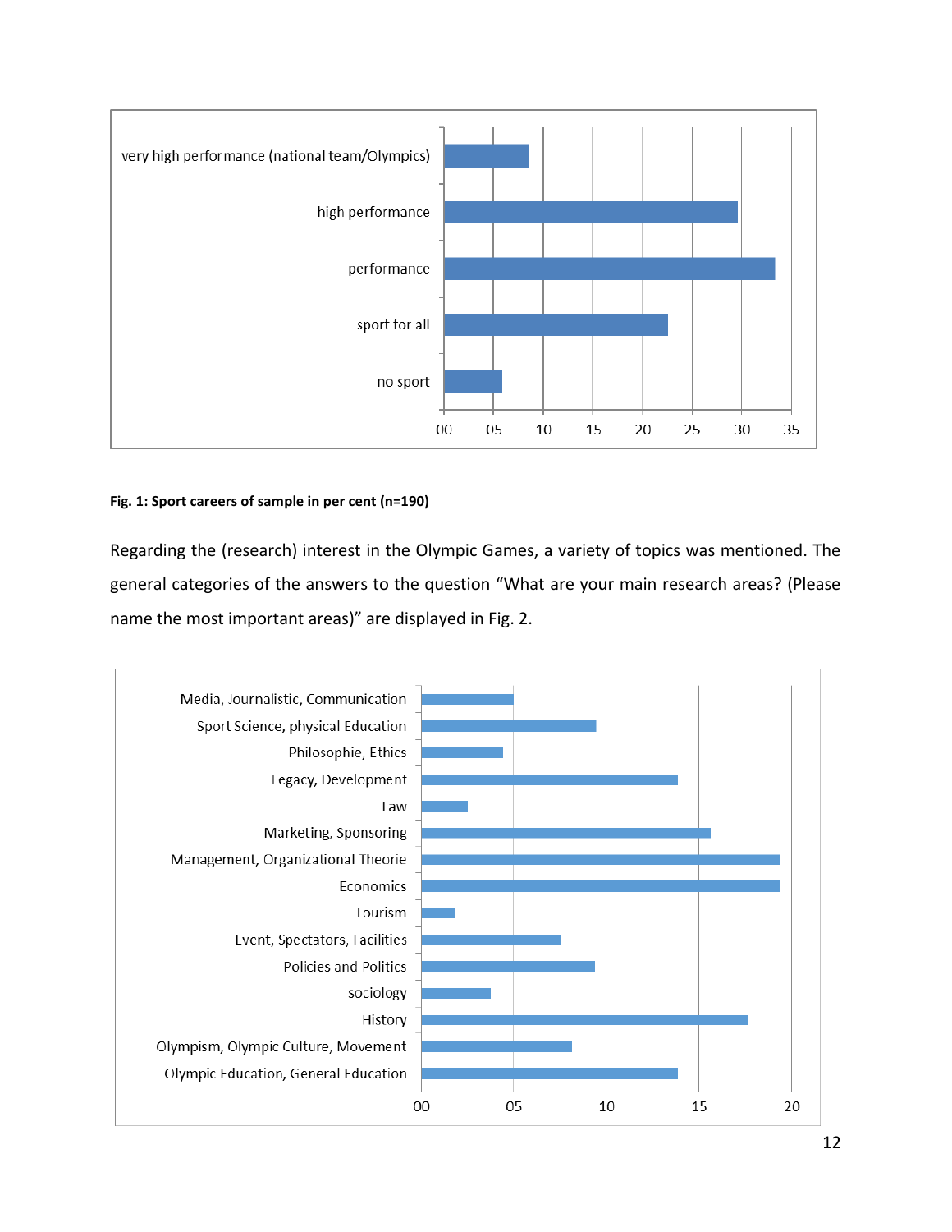Fig. 1: Sport careers of sample in per cent (n=190)

Regarding the (research) interest in the Olympic Games, a variety of topics was mentioned. The general categories of the answers to the question "What are your main research areas? (Please name the most important areas)" are displayed in Fig. 2.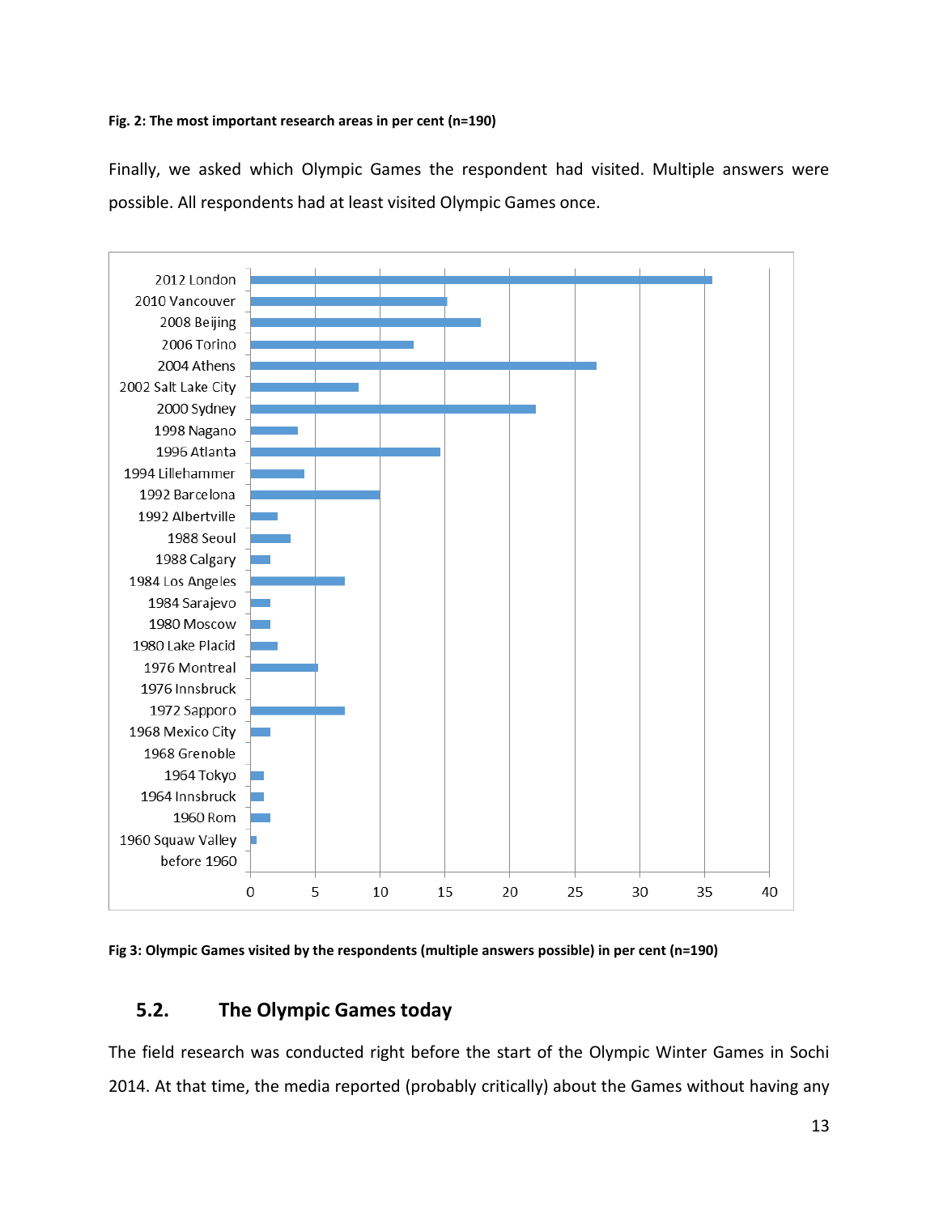**Fig. 2: The most important research areas in per cent (n=190)**

Finally, we asked which Olympic Games the respondent had visited. Multiple answers were possible. All respondents had at least visited Olympic Games once.

**Fig 3: Olympic Games visited by the respondents (multiple answers possible) in per cent (n=190)**

## 5.2. The Olympic Games today

The field research was conducted right before the start of the Olympic Winter Games in Sochi 2014. At that time, the media reported (probably critically) about the Games without having any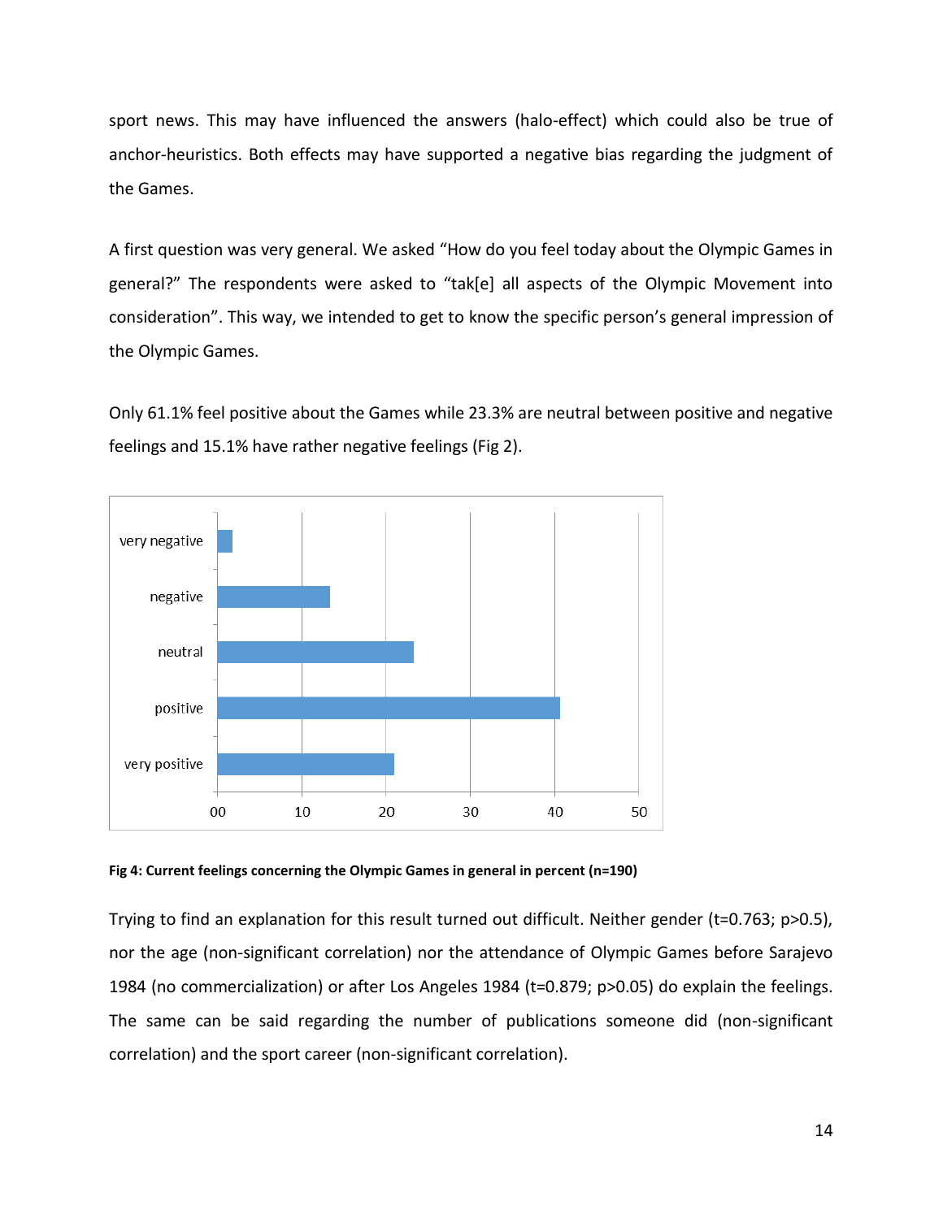sport news. This may have influenced the answers (halo-effect) which could also be true of anchor-heuristics. Both effects may have supported a negative bias regarding the judgment of the Games.

A first question was very general. We asked "How do you feel today about the Olympic Games in general?" The respondents were asked to "tak[e] all aspects of the Olympic Movement into consideration". This way, we intended to get to know the specific person's general impression of the Olympic Games.

Only 61.1% feel positive about the Games while 23.3% are neutral between positive and negative feelings and 15.1% have rather negative feelings (Fig 2).

**Fig 4: Current feelings concerning the Olympic Games in general in percent (n=190)**

Trying to find an explanation for this result turned out difficult. Neither gender ($t=0.763$; $p>0.5$), nor the age (non-significant correlation) nor the attendance of Olympic Games before Sarajevo 1984 (no commercialization) or after Los Angeles 1984 ($t=0.879$; $p>0.05$) do explain the feelings. The same can be said regarding the number of publications someone did (non-significant correlation) and the sport career (non-significant correlation).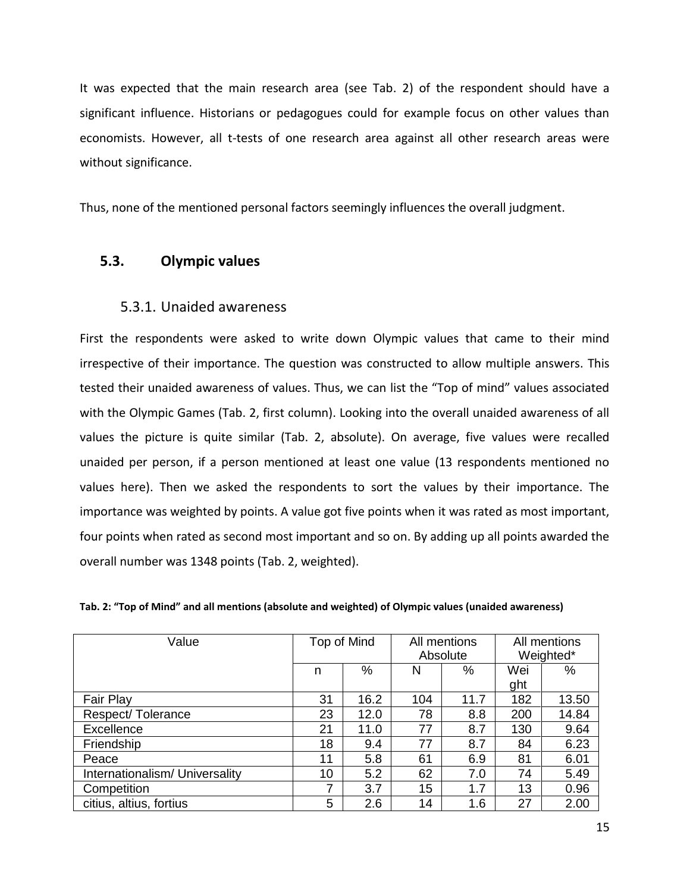It was expected that the main research area (see Tab. 2) of the respondent should have a significant influence. Historians or pedagogues could for example focus on other values than economists. However, all t-tests of one research area against all other research areas were without significance.

Thus, none of the mentioned personal factors seemingly influences the overall judgment.

## 5.3. Olympic values

### 5.3.1. Unaided awareness

First the respondents were asked to write down Olympic values that came to their mind irrespective of their importance. The question was constructed to allow multiple answers. This tested their unaided awareness of values. Thus, we can list the "Top of mind" values associated with the Olympic Games (Tab. 2, first column). Looking into the overall unaided awareness of all values the picture is quite similar (Tab. 2, absolute). On average, five values were recalled unaided per person, if a person mentioned at least one value (13 respondents mentioned no values here). Then we asked the respondents to sort the values by their importance. The importance was weighted by points. A value got five points when it was rated as most important, four points when rated as second most important and so on. By adding up all points awarded the overall number was 1348 points (Tab. 2, weighted).

**Tab. 2: "Top of Mind" and all mentions (absolute and weighted) of Olympic values (unaided awareness)**

| Value | Top of Mind | | All mentions Absolute | | All mentions Weighted* | |
|---|---|---|---|---|---|---|
| | n | % | N | % | Weight | % |
| Fair Play | 31 | 16.2 | 104 | 11.7 | 182 | 13.50 |
| Respect/ Tolerance | 23 | 12.0 | 78 | 8.8 | 200 | 14.84 |
| Excellence | 21 | 11.0 | 77 | 8.7 | 130 | 9.64 |
| Friendship | 18 | 9.4 | 77 | 8.7 | 84 | 6.23 |
| Peace | 11 | 5.8 | 61 | 6.9 | 81 | 6.01 |
| Internationalism/ Universality | 10 | 5.2 | 62 | 7.0 | 74 | 5.49 |
| Competition | 7 | 3.7 | 15 | 1.7 | 13 | 0.96 |
| citius, altius, fortius | 5 | 2.6 | 14 | 1.6 | 27 | 2.00 |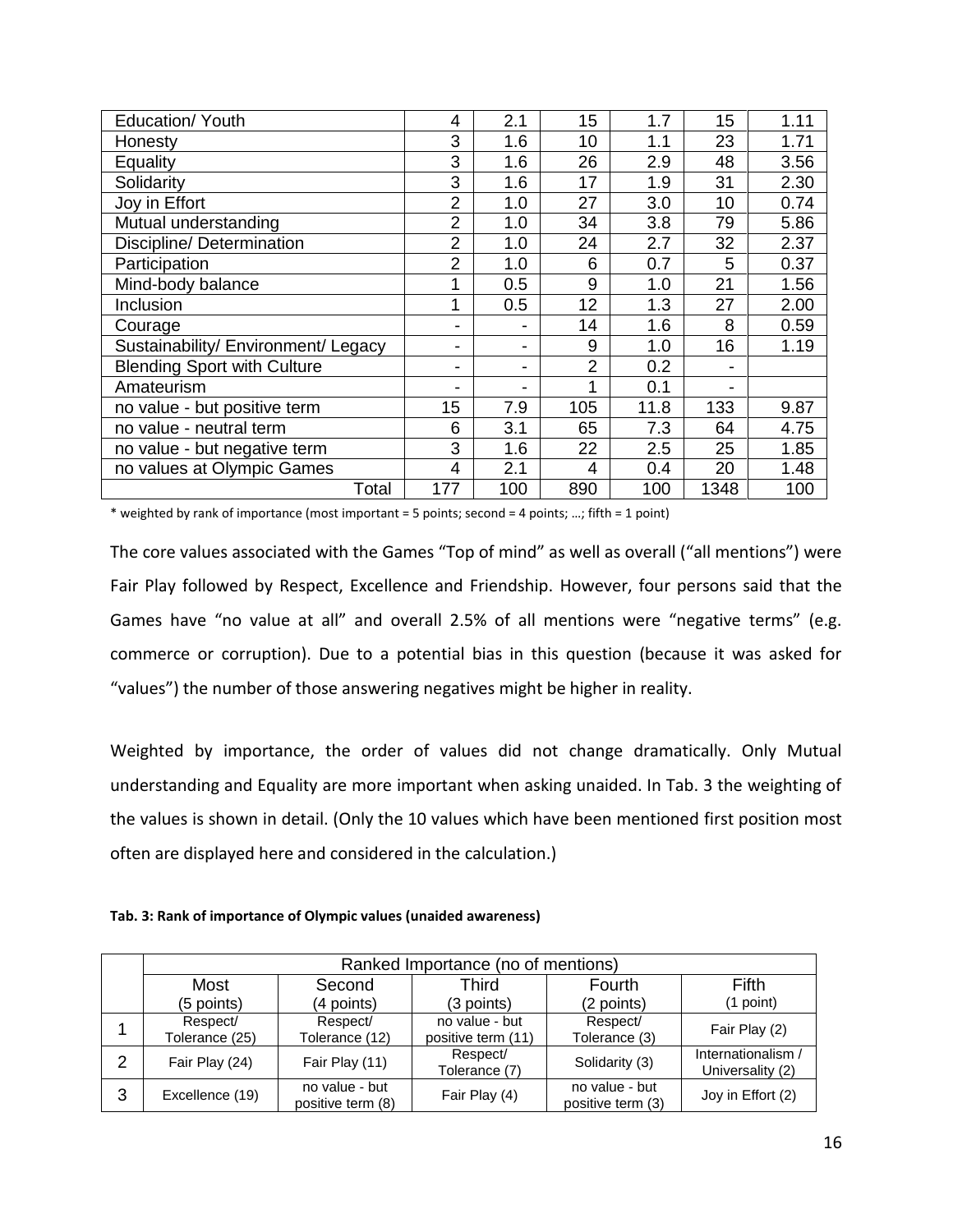| | | | | | | |
|---|---|---|---|---|---|---|
| Education/ Youth | 4 | 2.1 | 15 | 1.7 | 15 | 1.11 |
| Honesty | 3 | 1.6 | 10 | 1.1 | 23 | 1.71 |
| Equality | 3 | 1.6 | 26 | 2.9 | 48 | 3.56 |
| Solidarity | 3 | 1.6 | 17 | 1.9 | 31 | 2.30 |
| Joy in Effort | 2 | 1.0 | 27 | 3.0 | 10 | 0.74 |
| Mutual understanding | 2 | 1.0 | 34 | 3.8 | 79 | 5.86 |
| Discipline/ Determination | 2 | 1.0 | 24 | 2.7 | 32 | 2.37 |
| Participation | 2 | 1.0 | 6 | 0.7 | 5 | 0.37 |
| Mind-body balance | 1 | 0.5 | 9 | 1.0 | 21 | 1.56 |
| Inclusion | 1 | 0.5 | 12 | 1.3 | 27 | 2.00 |
| Courage | - | - | 14 | 1.6 | 8 | 0.59 |
| Sustainability/ Environment/ Legacy | - | - | 9 | 1.0 | 16 | 1.19 |
| Blending Sport with Culture | - | - | 2 | 0.2 | - | |
| Amateurism | - | - | 1 | 0.1 | - | |
| no value - but positive term | 15 | 7.9 | 105 | 11.8 | 133 | 9.87 |
| no value - neutral term | 6 | 3.1 | 65 | 7.3 | 64 | 4.75 |
| no value - but negative term | 3 | 1.6 | 22 | 2.5 | 25 | 1.85 |
| no values at Olympic Games | 4 | 2.1 | 4 | 0.4 | 20 | 1.48 |
| Total | 177 | 100 | 890 | 100 | 1348 | 100 |

* weighted by rank of importance (most important = 5 points; second = 4 points; …; fifth = 1 point)

The core values associated with the Games "Top of mind" as well as overall ("all mentions") were Fair Play followed by Respect, Excellence and Friendship. However, four persons said that the Games have "no value at all" and overall 2.5% of all mentions were "negative terms" (e.g. commerce or corruption). Due to a potential bias in this question (because it was asked for "values") the number of those answering negatives might be higher in reality.

Weighted by importance, the order of values did not change dramatically. Only Mutual understanding and Equality are more important when asking unaided. In Tab. 3 the weighting of the values is shown in detail. (Only the 10 values which have been mentioned first position most often are displayed here and considered in the calculation.)

**Tab. 3: Rank of importance of Olympic values (unaided awareness)**

| | Ranked Importance (no of mentions) | | | | |
|---|---|---|---|---|---|
| | Most (5 points) | Second (4 points) | Third (3 points) | Fourth (2 points) | Fifth (1 point) |
| 1 | Respect/ Tolerance (25) | Respect/ Tolerance (12) | no value - but positive term (11) | Respect/ Tolerance (3) | Fair Play (2) |
| 2 | Fair Play (24) | Fair Play (11) | Respect/ Tolerance (7) | Solidarity (3) | Internationalism / Universality (2) |
| 3 | Excellence (19) | no value - but positive term (8) | Fair Play (4) | no value - but positive term (3) | Joy in Effort (2) |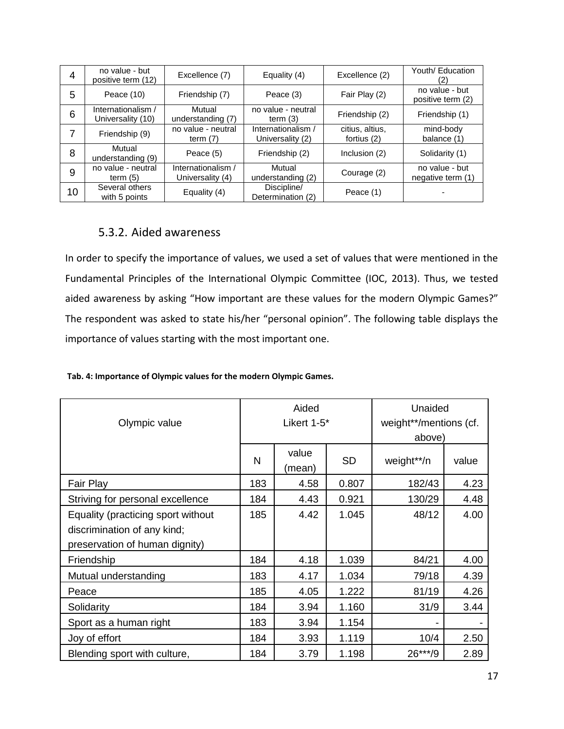| 4 | no value - but positive term (12) | Excellence (7) | Equality (4) | Excellence (2) | Youth/ Education (2) |
|---|---|---|---|---|---|
| 5 | Peace (10) | Friendship (7) | Peace (3) | Fair Play (2) | no value - but positive term (2) |
| 6 | Internationalism / Universality (10) | Mutual understanding (7) | no value - neutral term (3) | Friendship (2) | Friendship (1) |
| 7 | Friendship (9) | no value - neutral term (7) | Internationalism / Universality (2) | citius, altius, fortius (2) | mind-body balance (1) |
| 8 | Mutual understanding (9) | Peace (5) | Friendship (2) | Inclusion (2) | Solidarity (1) |
| 9 | no value - neutral term (5) | Internationalism / Universality (4) | Mutual understanding (2) | Courage (2) | no value - but negative term (1) |
| 10 | Several others with 5 points | Equality (4) | Discipline/ Determination (2) | Peace (1) | - |

### 5.3.2. Aided awareness

In order to specify the importance of values, we used a set of values that were mentioned in the Fundamental Principles of the International Olympic Committee (IOC, 2013). Thus, we tested aided awareness by asking "How important are these values for the modern Olympic Games?" The respondent was asked to state his/her "personal opinion". The following table displays the importance of values starting with the most important one.

**Tab. 4: Importance of Olympic values for the modern Olympic Games.**

| Olympic value | Aided Likert 1-5* | | | Unaided weight**/mentions (cf. above) | |
|---|---|---|---|---|---|
| | N | value (mean) | SD | weight**/n | value |
| Fair Play | 183 | 4.58 | 0.807 | 182/43 | 4.23 |
| Striving for personal excellence | 184 | 4.43 | 0.921 | 130/29 | 4.48 |
| Equality (practicing sport without discrimination of any kind; preservation of human dignity) | 185 | 4.42 | 1.045 | 48/12 | 4.00 |
| Friendship | 184 | 4.18 | 1.039 | 84/21 | 4.00 |
| Mutual understanding | 183 | 4.17 | 1.034 | 79/18 | 4.39 |
| Peace | 185 | 4.05 | 1.222 | 81/19 | 4.26 |
| Solidarity | 184 | 3.94 | 1.160 | 31/9 | 3.44 |
| Sport as a human right | 183 | 3.94 | 1.154 | - | - |
| Joy of effort | 184 | 3.93 | 1.119 | 10/4 | 2.50 |
| Blending sport with culture, | 184 | 3.79 | 1.198 | 26***/9 | 2.89 |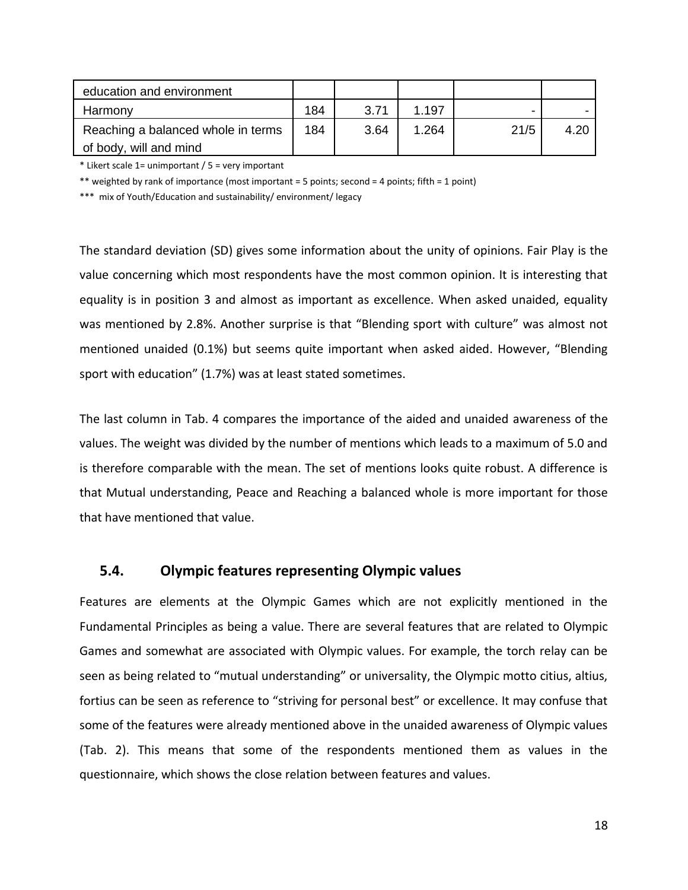| | | | | | |
|---|---|---|---|---|---|
| education and environment | | | | | |
| Harmony | 184 | 3.71 | 1.197 | - | - |
| Reaching a balanced whole in terms of body, will and mind | 184 | 3.64 | 1.264 | 21/5 | 4.20 |

\* Likert scale 1= unimportant / 5 = very important

\*\* weighted by rank of importance (most important = 5 points; second = 4 points; fifth = 1 point)

\*\*\* mix of Youth/Education and sustainability/ environment/ legacy

The standard deviation (SD) gives some information about the unity of opinions. Fair Play is the value concerning which most respondents have the most common opinion. It is interesting that equality is in position 3 and almost as important as excellence. When asked unaided, equality was mentioned by 2.8%. Another surprise is that "Blending sport with culture" was almost not mentioned unaided (0.1%) but seems quite important when asked aided. However, "Blending sport with education" (1.7%) was at least stated sometimes.

The last column in Tab. 4 compares the importance of the aided and unaided awareness of the values. The weight was divided by the number of mentions which leads to a maximum of 5.0 and is therefore comparable with the mean. The set of mentions looks quite robust. A difference is that Mutual understanding, Peace and Reaching a balanced whole is more important for those that have mentioned that value.

### 5.4. Olympic features representing Olympic values

Features are elements at the Olympic Games which are not explicitly mentioned in the Fundamental Principles as being a value. There are several features that are related to Olympic Games and somewhat are associated with Olympic values. For example, the torch relay can be seen as being related to "mutual understanding" or universality, the Olympic motto citius, altius, fortius can be seen as reference to "striving for personal best" or excellence. It may confuse that some of the features were already mentioned above in the unaided awareness of Olympic values (Tab. 2). This means that some of the respondents mentioned them as values in the questionnaire, which shows the close relation between features and values.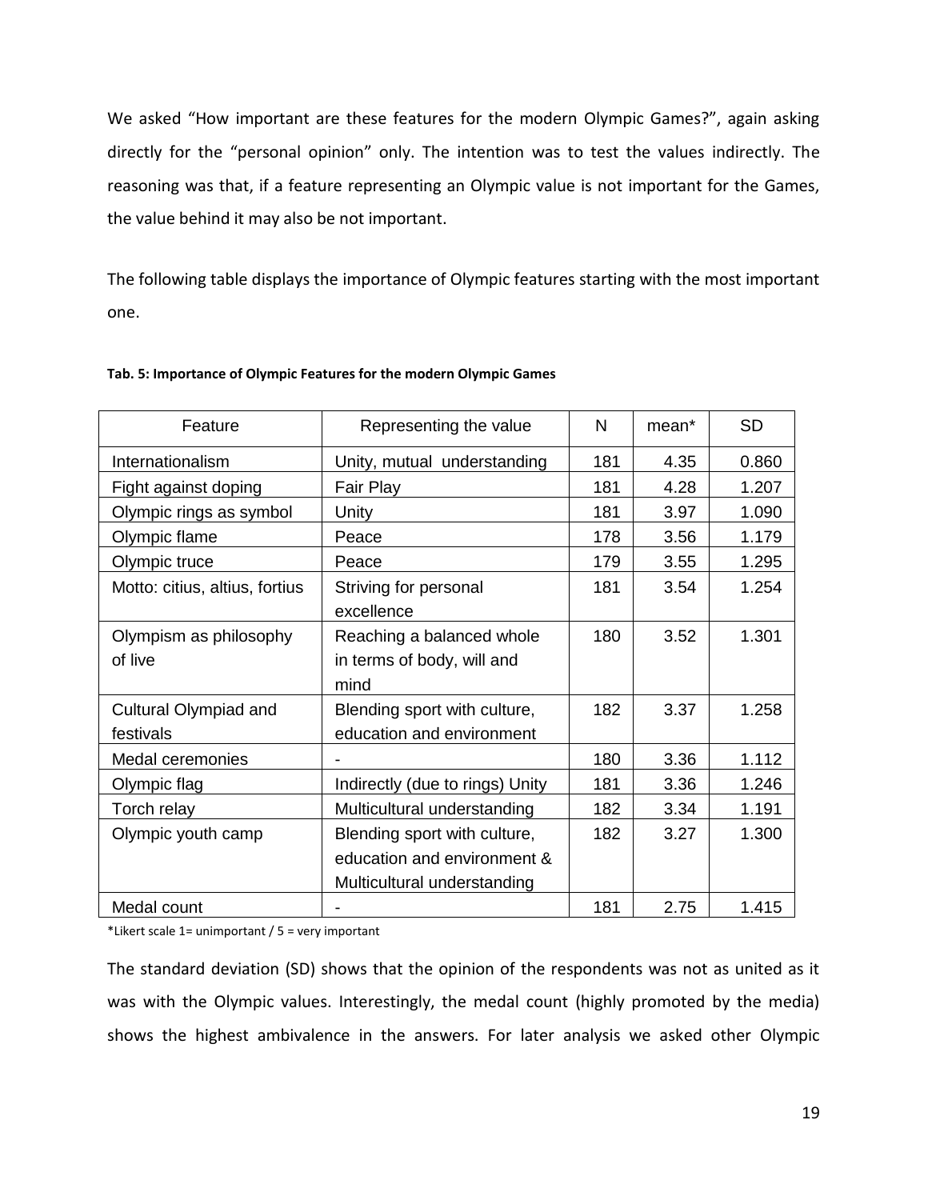We asked "How important are these features for the modern Olympic Games?", again asking directly for the "personal opinion" only. The intention was to test the values indirectly. The reasoning was that, if a feature representing an Olympic value is not important for the Games, the value behind it may also be not important.

The following table displays the importance of Olympic features starting with the most important one.

**Tab. 5: Importance of Olympic Features for the modern Olympic Games**

| Feature | Representing the value | N | mean* | SD |
|---|---|---|---|---|
| Internationalism | Unity, mutual understanding | 181 | 4.35 | 0.860 |
| Fight against doping | Fair Play | 181 | 4.28 | 1.207 |
| Olympic rings as symbol | Unity | 181 | 3.97 | 1.090 |
| Olympic flame | Peace | 178 | 3.56 | 1.179 |
| Olympic truce | Peace | 179 | 3.55 | 1.295 |
| Motto: citius, altius, fortius | Striving for personal excellence | 181 | 3.54 | 1.254 |
| Olympism as philosophy of live | Reaching a balanced whole in terms of body, will and mind | 180 | 3.52 | 1.301 |
| Cultural Olympiad and festivals | Blending sport with culture, education and environment | 182 | 3.37 | 1.258 |
| Medal ceremonies | - | 180 | 3.36 | 1.112 |
| Olympic flag | Indirectly (due to rings) Unity | 181 | 3.36 | 1.246 |
| Torch relay | Multicultural understanding | 182 | 3.34 | 1.191 |
| Olympic youth camp | Blending sport with culture, education and environment & Multicultural understanding | 182 | 3.27 | 1.300 |
| Medal count | - | 181 | 2.75 | 1.415 |

*Likert scale 1= unimportant / 5 = very important

The standard deviation (SD) shows that the opinion of the respondents was not as united as it was with the Olympic values. Interestingly, the medal count (highly promoted by the media) shows the highest ambivalence in the answers. For later analysis we asked other Olympic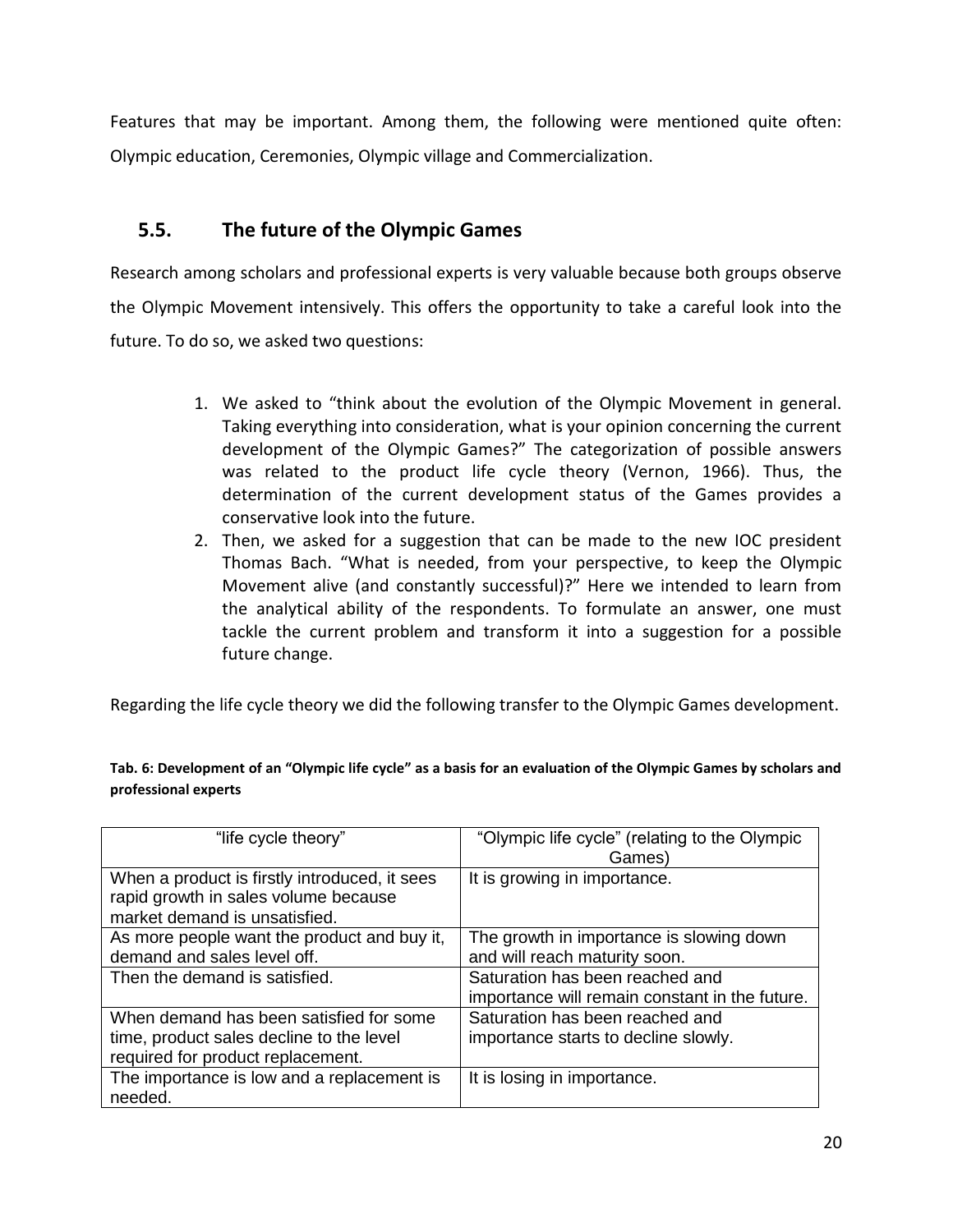Features that may be important. Among them, the following were mentioned quite often: Olympic education, Ceremonies, Olympic village and Commercialization.

## 5.5. The future of the Olympic Games

Research among scholars and professional experts is very valuable because both groups observe the Olympic Movement intensively. This offers the opportunity to take a careful look into the future. To do so, we asked two questions:

1. We asked to "think about the evolution of the Olympic Movement in general. Taking everything into consideration, what is your opinion concerning the current development of the Olympic Games?" The categorization of possible answers was related to the product life cycle theory (Vernon, 1966). Thus, the determination of the current development status of the Games provides a conservative look into the future.
2. Then, we asked for a suggestion that can be made to the new IOC president Thomas Bach. "What is needed, from your perspective, to keep the Olympic Movement alive (and constantly successful)?" Here we intended to learn from the analytical ability of the respondents. To formulate an answer, one must tackle the current problem and transform it into a suggestion for a possible future change.

Regarding the life cycle theory we did the following transfer to the Olympic Games development.

**Tab. 6: Development of an "Olympic life cycle" as a basis for an evaluation of the Olympic Games by scholars and professional experts**

| "life cycle theory" | "Olympic life cycle" (relating to the Olympic Games) |
|---|---|
| When a product is firstly introduced, it sees rapid growth in sales volume because market demand is unsatisfied. | It is growing in importance. |
| As more people want the product and buy it, demand and sales level off. | The growth in importance is slowing down and will reach maturity soon. |
| Then the demand is satisfied. | Saturation has been reached and importance will remain constant in the future. |
| When demand has been satisfied for some time, product sales decline to the level required for product replacement. | Saturation has been reached and importance starts to decline slowly. |
| The importance is low and a replacement is needed. | It is losing in importance. |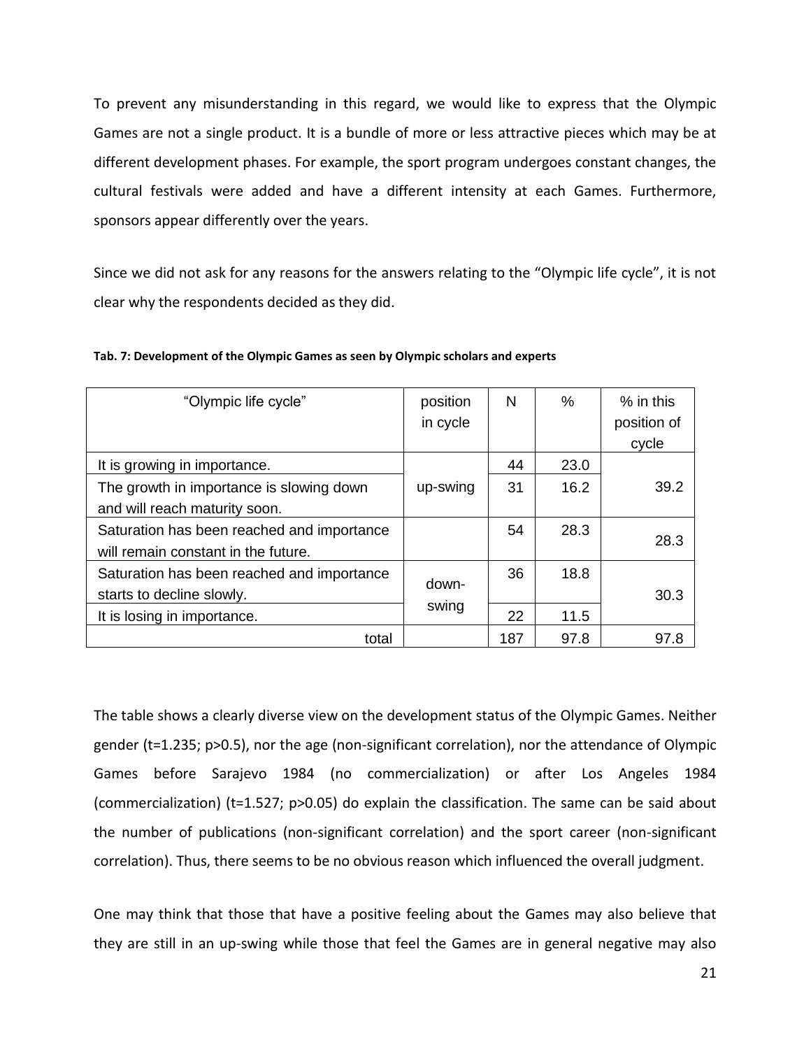To prevent any misunderstanding in this regard, we would like to express that the Olympic Games are not a single product. It is a bundle of more or less attractive pieces which may be at different development phases. For example, the sport program undergoes constant changes, the cultural festivals were added and have a different intensity at each Games. Furthermore, sponsors appear differently over the years.

Since we did not ask for any reasons for the answers relating to the "Olympic life cycle", it is not clear why the respondents decided as they did.

**Tab. 7: Development of the Olympic Games as seen by Olympic scholars and experts**

| "Olympic life cycle" | position in cycle | N | % | % in this position of cycle |
|---|---|---|---|---|
| It is growing in importance. | up-swing | 44 | 23.0 | 39.2 |
| The growth in importance is slowing down and will reach maturity soon. | | 31 | 16.2 | |
| Saturation has been reached and importance will remain constant in the future. | | 54 | 28.3 | 28.3 |
| Saturation has been reached and importance starts to decline slowly. | down-swing | 36 | 18.8 | 30.3 |
| It is losing in importance. | | 22 | 11.5 | |
| total | | 187 | 97.8 | 97.8 |

The table shows a clearly diverse view on the development status of the Olympic Games. Neither gender ($t=1.235$; $p>0.5$), nor the age (non-significant correlation), nor the attendance of Olympic Games before Sarajevo 1984 (no commercialization) or after Los Angeles 1984 (commercialization) ($t=1.527$; $p>0.05$) do explain the classification. The same can be said about the number of publications (non-significant correlation) and the sport career (non-significant correlation). Thus, there seems to be no obvious reason which influenced the overall judgment.

One may think that those that have a positive feeling about the Games may also believe that they are still in an up-swing while those that feel the Games are in general negative may also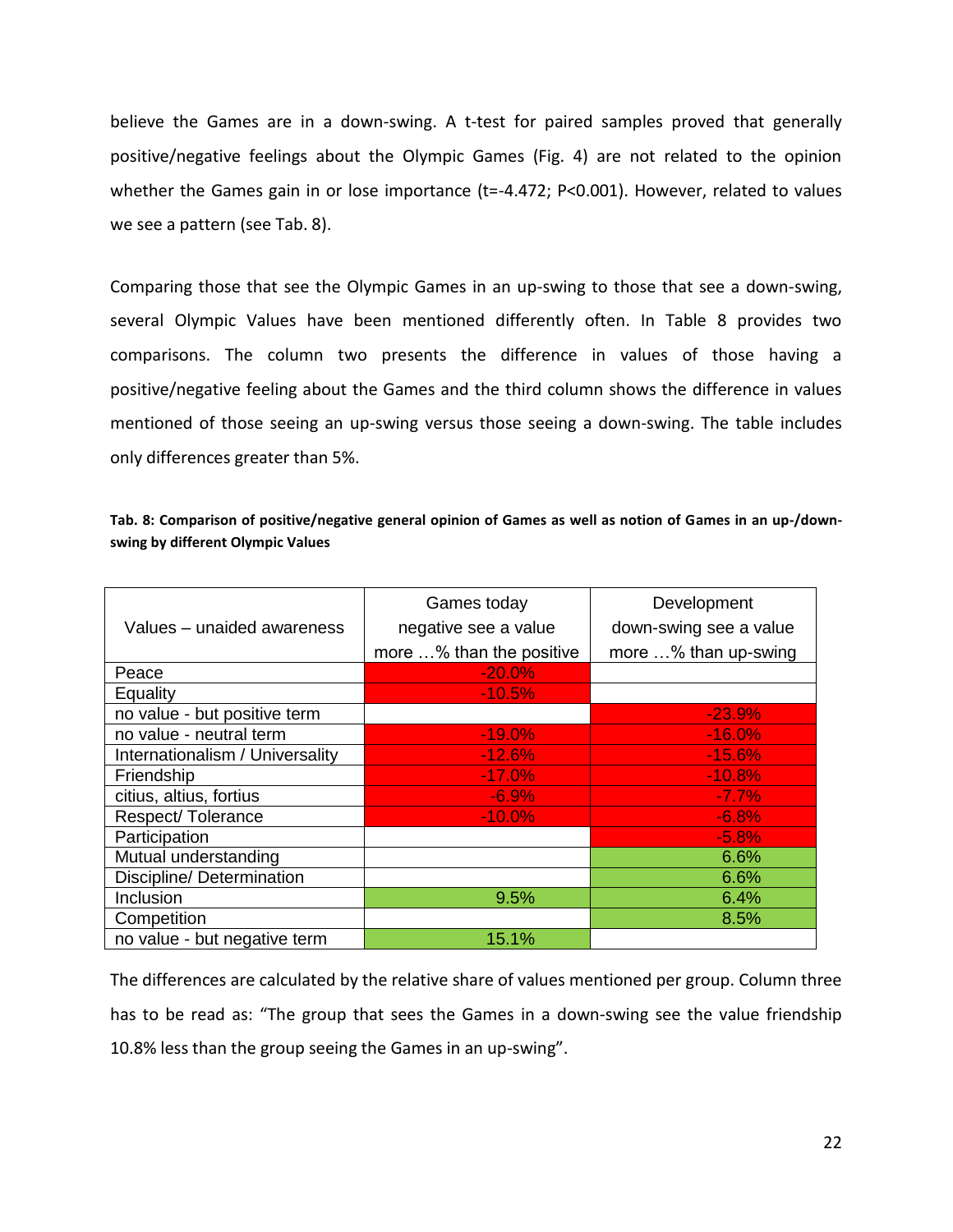believe the Games are in a down-swing. A t-test for paired samples proved that generally positive/negative feelings about the Olympic Games (Fig. 4) are not related to the opinion whether the Games gain in or lose importance ($t=-4.472$; $P<0.001$). However, related to values we see a pattern (see Tab. 8).

Comparing those that see the Olympic Games in an up-swing to those that see a down-swing, several Olympic Values have been mentioned differently often. In Table 8 provides two comparisons. The column two presents the difference in values of those having a positive/negative feeling about the Games and the third column shows the difference in values mentioned of those seeing an up-swing versus those seeing a down-swing. The table includes only differences greater than 5%.

**Tab. 8: Comparison of positive/negative general opinion of Games as well as notion of Games in an up-/down-swing by different Olympic Values**

| Values – unaided awareness | Games today negative see a value more …% than the positive | Development down-swing see a value more …% than up-swing |
|---|---|---|
| Peace | -20.0% | |
| Equality | -10.5% | |
| no value - but positive term | | -23.9% |
| no value - neutral term | -19.0% | -16.0% |
| Internationalism / Universality | -12.6% | -15.6% |
| Friendship | -17.0% | -10.8% |
| citius, altius, fortius | -6.9% | -7.7% |
| Respect/ Tolerance | -10.0% | -6.8% |
| Participation | | -5.8% |
| Mutual understanding | | 6.6% |
| Discipline/ Determination | | 6.6% |
| Inclusion | 9.5% | 6.4% |
| Competition | | 8.5% |
| no value - but negative term | 15.1% | |

The differences are calculated by the relative share of values mentioned per group. Column three has to be read as: "The group that sees the Games in a down-swing see the value friendship 10.8% less than the group seeing the Games in an up-swing".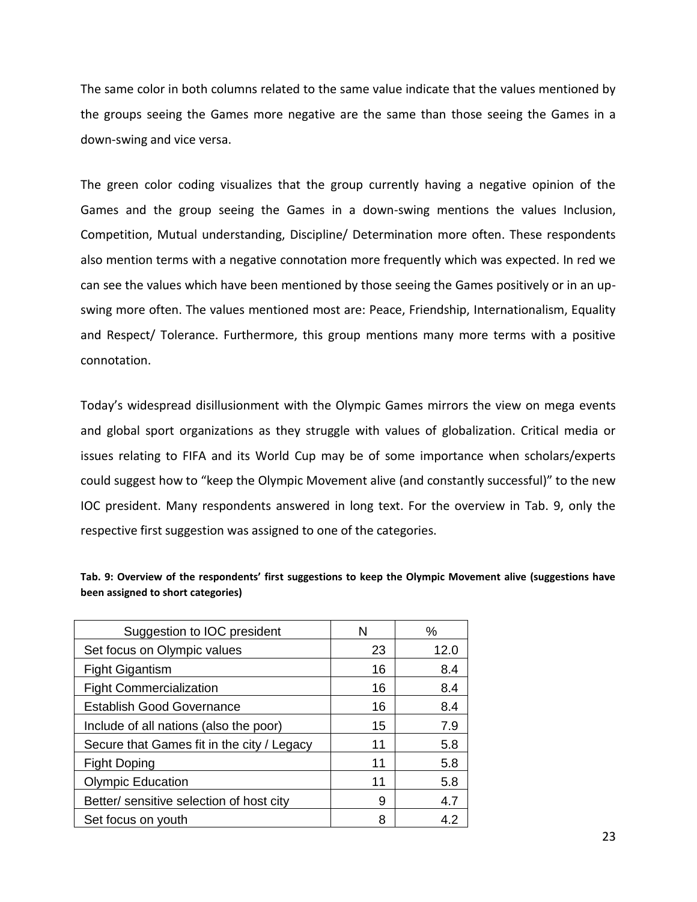The same color in both columns related to the same value indicate that the values mentioned by the groups seeing the Games more negative are the same than those seeing the Games in a down-swing and vice versa.

The green color coding visualizes that the group currently having a negative opinion of the Games and the group seeing the Games in a down-swing mentions the values Inclusion, Competition, Mutual understanding, Discipline/ Determination more often. These respondents also mention terms with a negative connotation more frequently which was expected. In red we can see the values which have been mentioned by those seeing the Games positively or in an up-swing more often. The values mentioned most are: Peace, Friendship, Internationalism, Equality and Respect/ Tolerance. Furthermore, this group mentions many more terms with a positive connotation.

Today's widespread disillusionment with the Olympic Games mirrors the view on mega events and global sport organizations as they struggle with values of globalization. Critical media or issues relating to FIFA and its World Cup may be of some importance when scholars/experts could suggest how to "keep the Olympic Movement alive (and constantly successful)" to the new IOC president. Many respondents answered in long text. For the overview in Tab. 9, only the respective first suggestion was assigned to one of the categories.

**Tab. 9: Overview of the respondents' first suggestions to keep the Olympic Movement alive (suggestions have been assigned to short categories)**

| Suggestion to IOC president | N | % |
|---|---|---|
| Set focus on Olympic values | 23 | 12.0 |
| Fight Gigantism | 16 | 8.4 |
| Fight Commercialization | 16 | 8.4 |
| Establish Good Governance | 16 | 8.4 |
| Include of all nations (also the poor) | 15 | 7.9 |
| Secure that Games fit in the city / Legacy | 11 | 5.8 |
| Fight Doping | 11 | 5.8 |
| Olympic Education | 11 | 5.8 |
| Better/ sensitive selection of host city | 9 | 4.7 |
| Set focus on youth | 8 | 4.2 |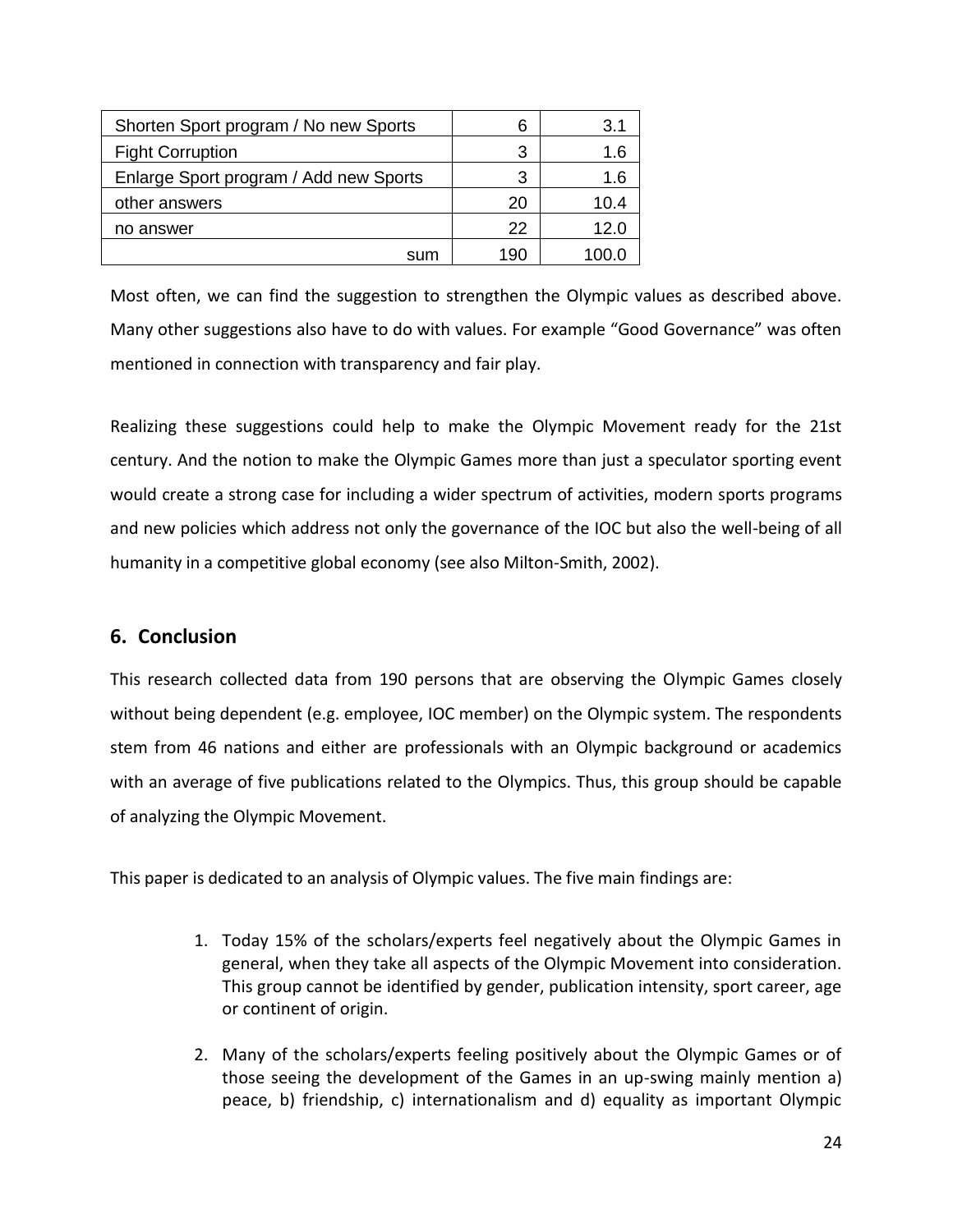| | | |
|---|---|---|
| Shorten Sport program / No new Sports | 6 | 3.1 |
| Fight Corruption | 3 | 1.6 |
| Enlarge Sport program / Add new Sports | 3 | 1.6 |
| other answers | 20 | 10.4 |
| no answer | 22 | 12.0 |
| sum | 190 | 100.0 |

Most often, we can find the suggestion to strengthen the Olympic values as described above. Many other suggestions also have to do with values. For example "Good Governance" was often mentioned in connection with transparency and fair play.

Realizing these suggestions could help to make the Olympic Movement ready for the 21st century. And the notion to make the Olympic Games more than just a speculator sporting event would create a strong case for including a wider spectrum of activities, modern sports programs and new policies which address not only the governance of the IOC but also the well-being of all humanity in a competitive global economy (see also Milton-Smith, 2002).

## 6. Conclusion

This research collected data from 190 persons that are observing the Olympic Games closely without being dependent (e.g. employee, IOC member) on the Olympic system. The respondents stem from 46 nations and either are professionals with an Olympic background or academics with an average of five publications related to the Olympics. Thus, this group should be capable of analyzing the Olympic Movement.

This paper is dedicated to an analysis of Olympic values. The five main findings are:

1. Today 15% of the scholars/experts feel negatively about the Olympic Games in general, when they take all aspects of the Olympic Movement into consideration. This group cannot be identified by gender, publication intensity, sport career, age or continent of origin.

2. Many of the scholars/experts feeling positively about the Olympic Games or of those seeing the development of the Games in an up-swing mainly mention a) peace, b) friendship, c) internationalism and d) equality as important Olympic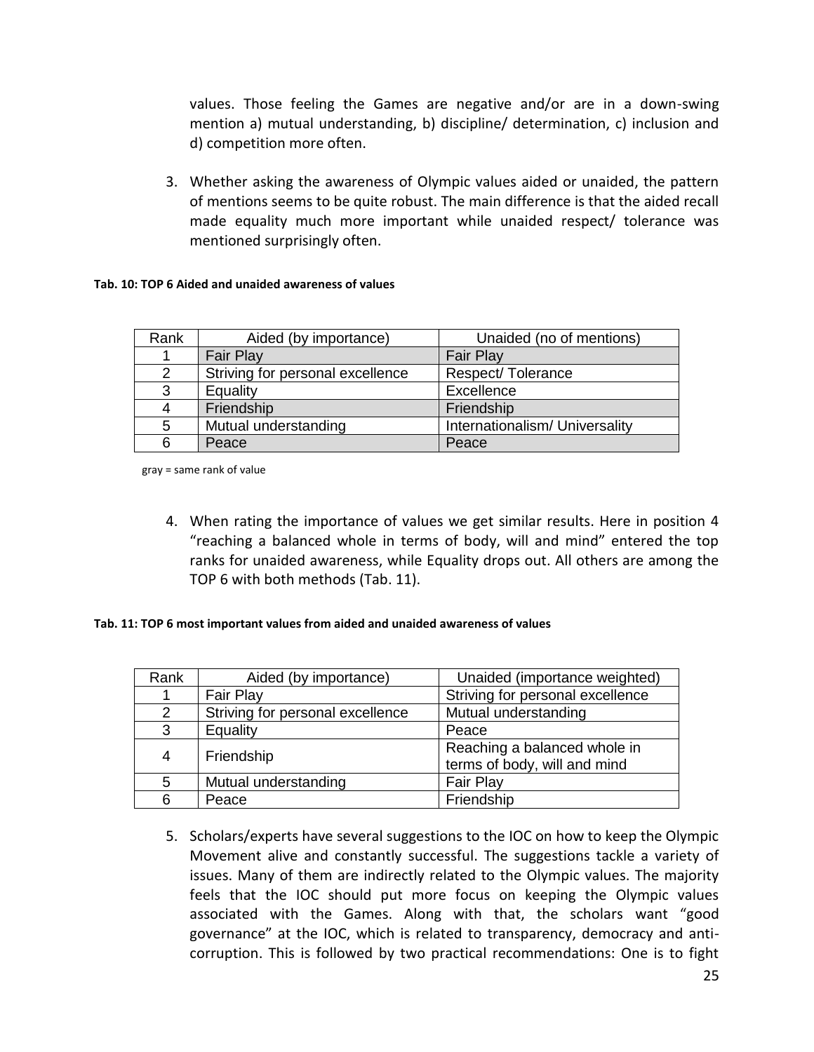values. Those feeling the Games are negative and/or are in a down-swing mention a) mutual understanding, b) discipline/ determination, c) inclusion and d) competition more often.

3. Whether asking the awareness of Olympic values aided or unaided, the pattern of mentions seems to be quite robust. The main difference is that the aided recall made equality much more important while unaided respect/ tolerance was mentioned surprisingly often.

**Tab. 10: TOP 6 Aided and unaided awareness of values**

| Rank | Aided (by importance) | Unaided (no of mentions) |
|---|---|---|
| 1 | Fair Play | Fair Play |
| 2 | Striving for personal excellence | Respect/ Tolerance |
| 3 | Equality | Excellence |
| 4 | Friendship | Friendship |
| 5 | Mutual understanding | Internationalism/ Universality |
| 6 | Peace | Peace |

gray = same rank of value

4. When rating the importance of values we get similar results. Here in position 4 "reaching a balanced whole in terms of body, will and mind" entered the top ranks for unaided awareness, while Equality drops out. All others are among the TOP 6 with both methods (Tab. 11).

**Tab. 11: TOP 6 most important values from aided and unaided awareness of values**

| Rank | Aided (by importance) | Unaided (importance weighted) |
|---|---|---|
| 1 | Fair Play | Striving for personal excellence |
| 2 | Striving for personal excellence | Mutual understanding |
| 3 | Equality | Peace |
| 4 | Friendship | Reaching a balanced whole in terms of body, will and mind |
| 5 | Mutual understanding | Fair Play |
| 6 | Peace | Friendship |

5. Scholars/experts have several suggestions to the IOC on how to keep the Olympic Movement alive and constantly successful. The suggestions tackle a variety of issues. Many of them are indirectly related to the Olympic values. The majority feels that the IOC should put more focus on keeping the Olympic values associated with the Games. Along with that, the scholars want "good governance" at the IOC, which is related to transparency, democracy and anti-corruption. This is followed by two practical recommendations: One is to fight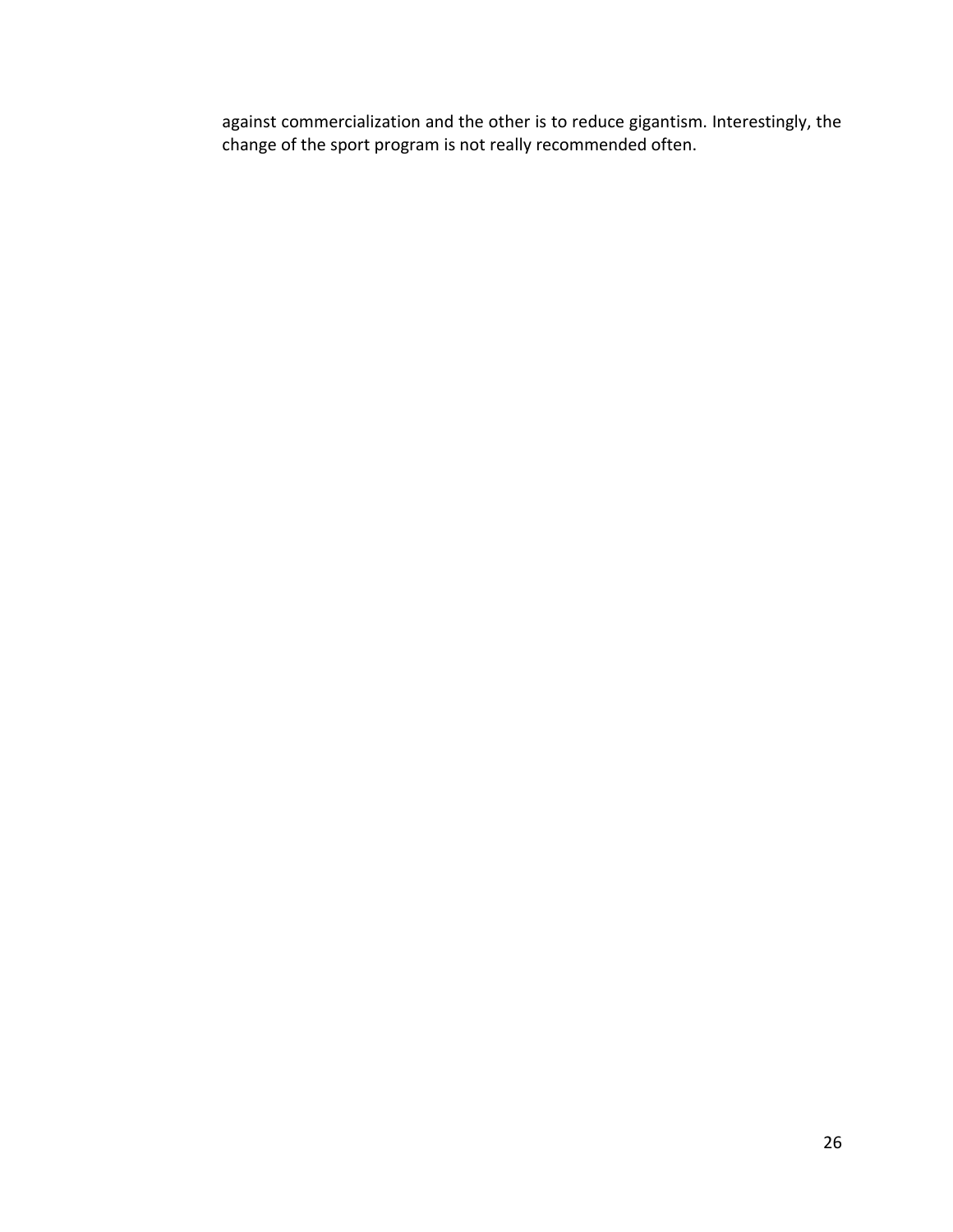against commercialization and the other is to reduce gigantism. Interestingly, the change of the sport program is not really recommended often.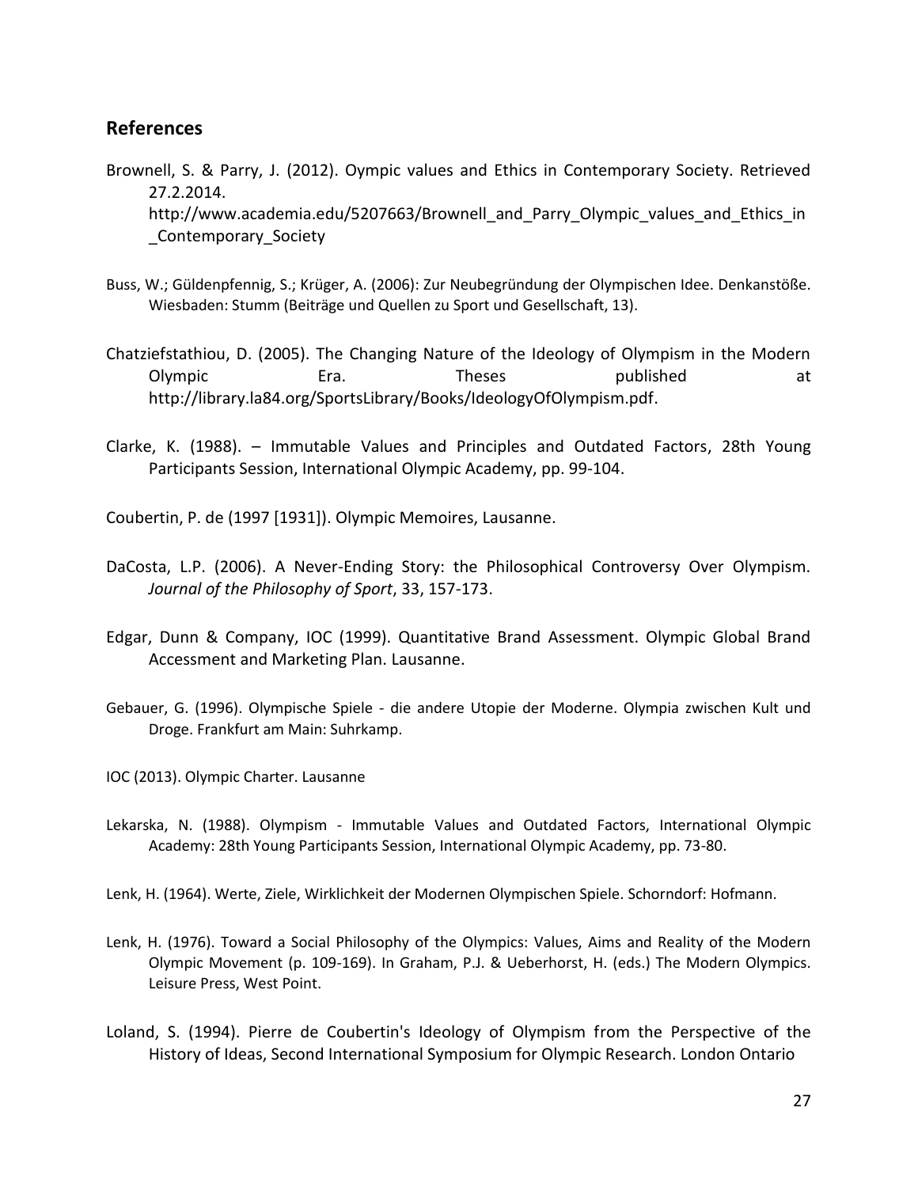## References

Brownell, S. & Parry, J. (2012). Oympic values and Ethics in Contemporary Society. Retrieved 27.2.2014. http://www.academia.edu/5207663/Brownell_and_Parry_Olympic_values_and_Ethics_in_Contemporary_Society

Buss, W.; Güldenpfennig, S.; Krüger, A. (2006): Zur Neubegründung der Olympischen Idee. Denkanstöße. Wiesbaden: Stumm (Beiträge und Quellen zu Sport und Gesellschaft, 13).

Chatziefstathiou, D. (2005). The Changing Nature of the Ideology of Olympism in the Modern Olympic Era. Theses published at http://library.la84.org/SportsLibrary/Books/IdeologyOfOlympism.pdf.

Clarke, K. (1988). – Immutable Values and Principles and Outdated Factors, 28th Young Participants Session, International Olympic Academy, pp. 99-104.

Coubertin, P. de (1997 [1931]). Olympic Memoires, Lausanne.

DaCosta, L.P. (2006). A Never-Ending Story: the Philosophical Controversy Over Olympism. *Journal of the Philosophy of Sport*, 33, 157-173.

Edgar, Dunn & Company, IOC (1999). Quantitative Brand Assessment. Olympic Global Brand Accessment and Marketing Plan. Lausanne.

Gebauer, G. (1996). Olympische Spiele - die andere Utopie der Moderne. Olympia zwischen Kult und Droge. Frankfurt am Main: Suhrkamp.

IOC (2013). Olympic Charter. Lausanne

Lekarska, N. (1988). Olympism - Immutable Values and Outdated Factors, International Olympic Academy: 28th Young Participants Session, International Olympic Academy, pp. 73-80.

Lenk, H. (1964). Werte, Ziele, Wirklichkeit der Modernen Olympischen Spiele. Schorndorf: Hofmann.

Lenk, H. (1976). Toward a Social Philosophy of the Olympics: Values, Aims and Reality of the Modern Olympic Movement (p. 109-169). In Graham, P.J. & Ueberhorst, H. (eds.) The Modern Olympics. Leisure Press, West Point.

Loland, S. (1994). Pierre de Coubertin's Ideology of Olympism from the Perspective of the History of Ideas, Second International Symposium for Olympic Research. London Ontario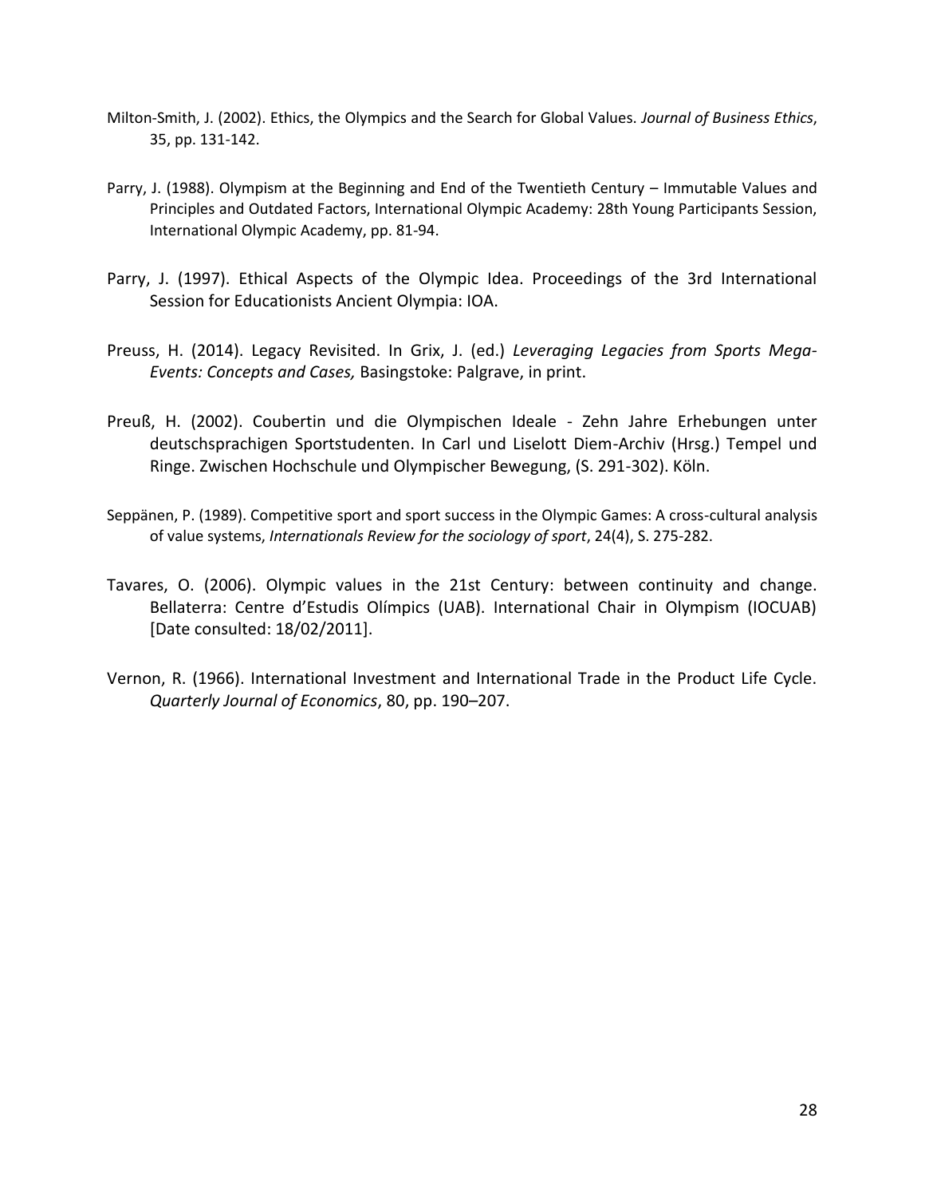Milton-Smith, J. (2002). Ethics, the Olympics and the Search for Global Values. *Journal of Business Ethics*, 35, pp. 131-142.

Parry, J. (1988). Olympism at the Beginning and End of the Twentieth Century – Immutable Values and Principles and Outdated Factors, International Olympic Academy: 28th Young Participants Session, International Olympic Academy, pp. 81-94.

Parry, J. (1997). Ethical Aspects of the Olympic Idea. Proceedings of the 3rd International Session for Educationists Ancient Olympia: IOA.

Preuss, H. (2014). Legacy Revisited. In Grix, J. (ed.) *Leveraging Legacies from Sports Mega-Events: Concepts and Cases,* Basingstoke: Palgrave, in print.

Preuß, H. (2002). Coubertin und die Olympischen Ideale - Zehn Jahre Erhebungen unter deutschsprachigen Sportstudenten. In Carl und Liselott Diem-Archiv (Hrsg.) Tempel und Ringe. Zwischen Hochschule und Olympischer Bewegung, (S. 291-302). Köln.

Seppänen, P. (1989). Competitive sport and sport success in the Olympic Games: A cross-cultural analysis of value systems, *Internationals Review for the sociology of sport*, 24(4), S. 275-282.

Tavares, O. (2006). Olympic values in the 21st Century: between continuity and change. Bellaterra: Centre d'Estudis Olímpics (UAB). International Chair in Olympism (IOCUAB) [Date consulted: 18/02/2011].

Vernon, R. (1966). International Investment and International Trade in the Product Life Cycle. *Quarterly Journal of Economics*, 80, pp. 190–207.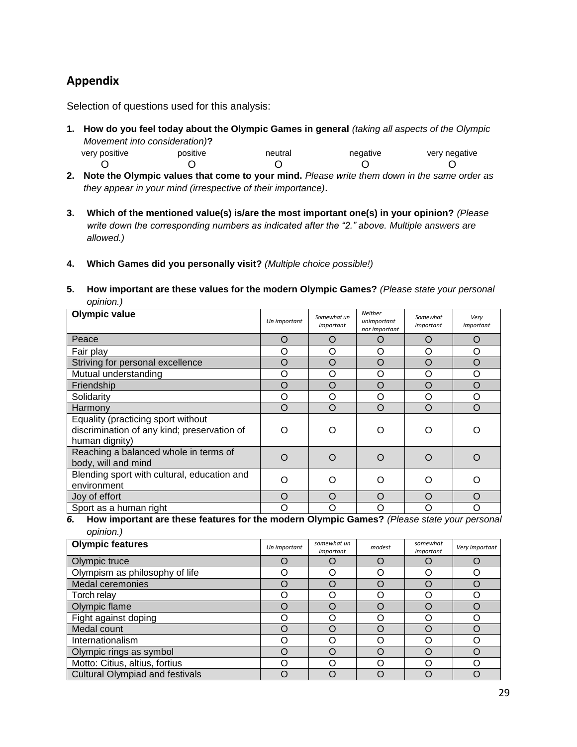## Appendix

Selection of questions used for this analysis:

1. **How do you feel today about the Olympic Games in general** *(taking all aspects of the Olympic Movement into consideration)***?**

| very positive | positive | neutral | negative | very negative |
|---|---|---|---|---|
| O | O | O | O | O |

2. **Note the Olympic values that come to your mind.** *Please write them down in the same order as they appear in your mind (irrespective of their importance)***.**

3. **Which of the mentioned value(s) is/are the most important one(s) in your opinion?** *(Please write down the corresponding numbers as indicated after the "2." above. Multiple answers are allowed.)*

4. **Which Games did you personally visit?** *(Multiple choice possible!)*

5. **How important are these values for the modern Olympic Games?** *(Please state your personal opinion.)*

| **Olympic value** | *Un important* | *Somewhat un important* | *Neither unimportant nor important* | *Somewhat important* | *Very important* |
|---|---|---|---|---|---|
| Peace | O | O | O | O | O |
| Fair play | O | O | O | O | O |
| Striving for personal excellence | O | O | O | O | O |
| Mutual understanding | O | O | O | O | O |
| Friendship | O | O | O | O | O |
| Solidarity | O | O | O | O | O |
| Harmony | O | O | O | O | O |
| Equality (practicing sport without discrimination of any kind; preservation of human dignity) | O | O | O | O | O |
| Reaching a balanced whole in terms of body, will and mind | O | O | O | O | O |
| Blending sport with cultural, education and environment | O | O | O | O | O |
| Joy of effort | O | O | O | O | O |
| Sport as a human right | O | O | O | O | O |

6. **How important are these features for the modern Olympic Games?** *(Please state your personal opinion.)*

| **Olympic features** | *Un important* | *somewhat un important* | *modest* | *somewhat important* | *Very important* |
|---|---|---|---|---|---|
| Olympic truce | O | O | O | O | O |
| Olympism as philosophy of life | O | O | O | O | O |
| Medal ceremonies | O | O | O | O | O |
| Torch relay | O | O | O | O | O |
| Olympic flame | O | O | O | O | O |
| Fight against doping | O | O | O | O | O |
| Medal count | O | O | O | O | O |
| Internationalism | O | O | O | O | O |
| Olympic rings as symbol | O | O | O | O | O |
| Motto: Citius, altius, fortius | O | O | O | O | O |
| Cultural Olympiad and festivals | O | O | O | O | O |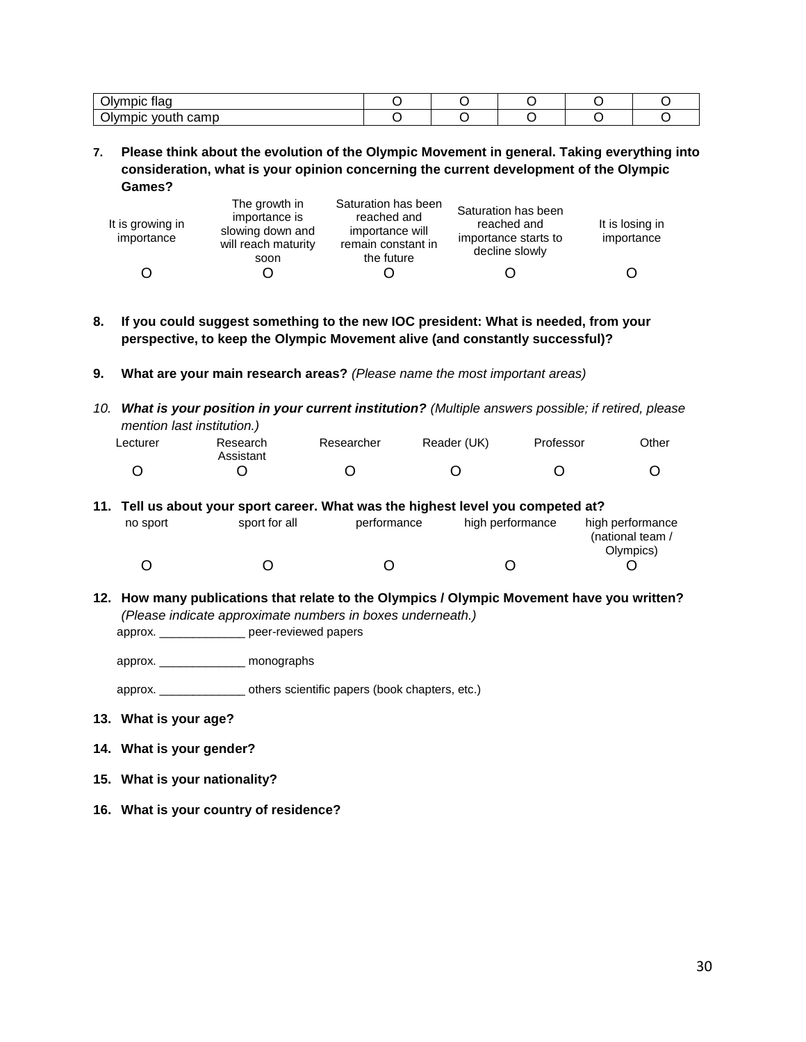| | | | | | |
|---|---|---|---|---|---|
| Olympic flag | O | O | O | O | O |
| Olympic youth camp | O | O | O | O | O |

**7. Please think about the evolution of the Olympic Movement in general. Taking everything into consideration, what is your opinion concerning the current development of the Olympic Games?**

| It is growing in importance | The growth in importance is slowing down and will reach maturity soon | Saturation has been reached and importance will remain constant in the future | Saturation has been reached and importance starts to decline slowly | It is losing in importance |
|---|---|---|---|---|
| O | O | O | O | O |

**8. If you could suggest something to the new IOC president: What is needed, from your perspective, to keep the Olympic Movement alive (and constantly successful)?**

**9. What are your main research areas?** *(Please name the most important areas)*

*10.* ***What is your position in your current institution?*** *(Multiple answers possible; if retired, please mention last institution.)*

| Lecturer | Research Assistant | Researcher | Reader (UK) | Professor | Other |
|---|---|---|---|---|---|
| O | O | O | O | O | O |

**11. Tell us about your sport career. What was the highest level you competed at?**

| no sport | sport for all | performance | high performance | high performance (national team / Olympics) |
|---|---|---|---|---|
| O | O | O | O | O |

**12. How many publications that relate to the Olympics / Olympic Movement have you written?**
*(Please indicate approximate numbers in boxes underneath.)*

approx. _____________ peer-reviewed papers

approx. _____________ monographs

approx. _____________ others scientific papers (book chapters, etc.)

**13. What is your age?**

**14. What is your gender?**

**15. What is your nationality?**

**16. What is your country of residence?**